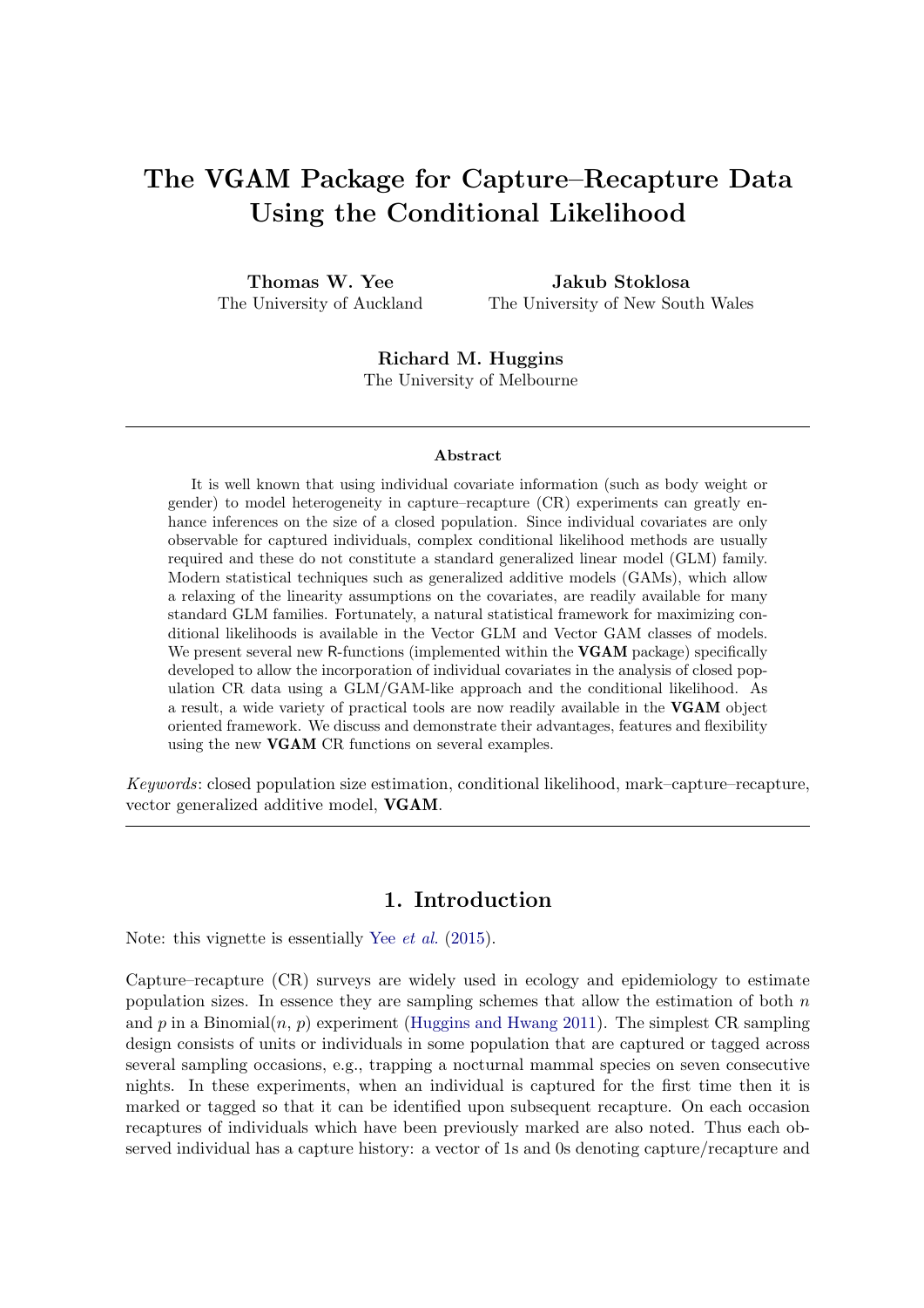# The VGAM Package for Capture–Recapture Data Using the Conditional Likelihood

**Thomas W. Yee**
The University of Auckland

**Jakub Stoklosa**
The University of New South Wales

**Richard M. Huggins**
The University of Melbourne

---

**Abstract**

It is well known that using individual covariate information (such as body weight or gender) to model heterogeneity in capture–recapture (CR) experiments can greatly enhance inferences on the size of a closed population. Since individual covariates are only observable for captured individuals, complex conditional likelihood methods are usually required and these do not constitute a standard generalized linear model (GLM) family. Modern statistical techniques such as generalized additive models (GAMs), which allow a relaxing of the linearity assumptions on the covariates, are readily available for many standard GLM families. Fortunately, a natural statistical framework for maximizing conditional likelihoods is available in the Vector GLM and Vector GAM classes of models. We present several new R-functions (implemented within the **VGAM** package) specifically developed to allow the incorporation of individual covariates in the analysis of closed population CR data using a GLM/GAM-like approach and the conditional likelihood. As a result, a wide variety of practical tools are now readily available in the **VGAM** object oriented framework. We discuss and demonstrate their advantages, features and flexibility using the new **VGAM** CR functions on several examples.

*Keywords*: closed population size estimation, conditional likelihood, mark–capture–recapture, vector generalized additive model, **VGAM**.

---

## 1. Introduction

Note: this vignette is essentially Yee *et al.* (2015).

Capture–recapture (CR) surveys are widely used in ecology and epidemiology to estimate population sizes. In essence they are sampling schemes that allow the estimation of both $n$ and $p$ in a Binomial($n$, $p$) experiment (Huggins and Hwang 2011). The simplest CR sampling design consists of units or individuals in some population that are captured or tagged across several sampling occasions, e.g., trapping a nocturnal mammal species on seven consecutive nights. In these experiments, when an individual is captured for the first time then it is marked or tagged so that it can be identified upon subsequent recapture. On each occasion recaptures of individuals which have been previously marked are also noted. Thus each observed individual has a capture history: a vector of 1s and 0s denoting capture/recapture and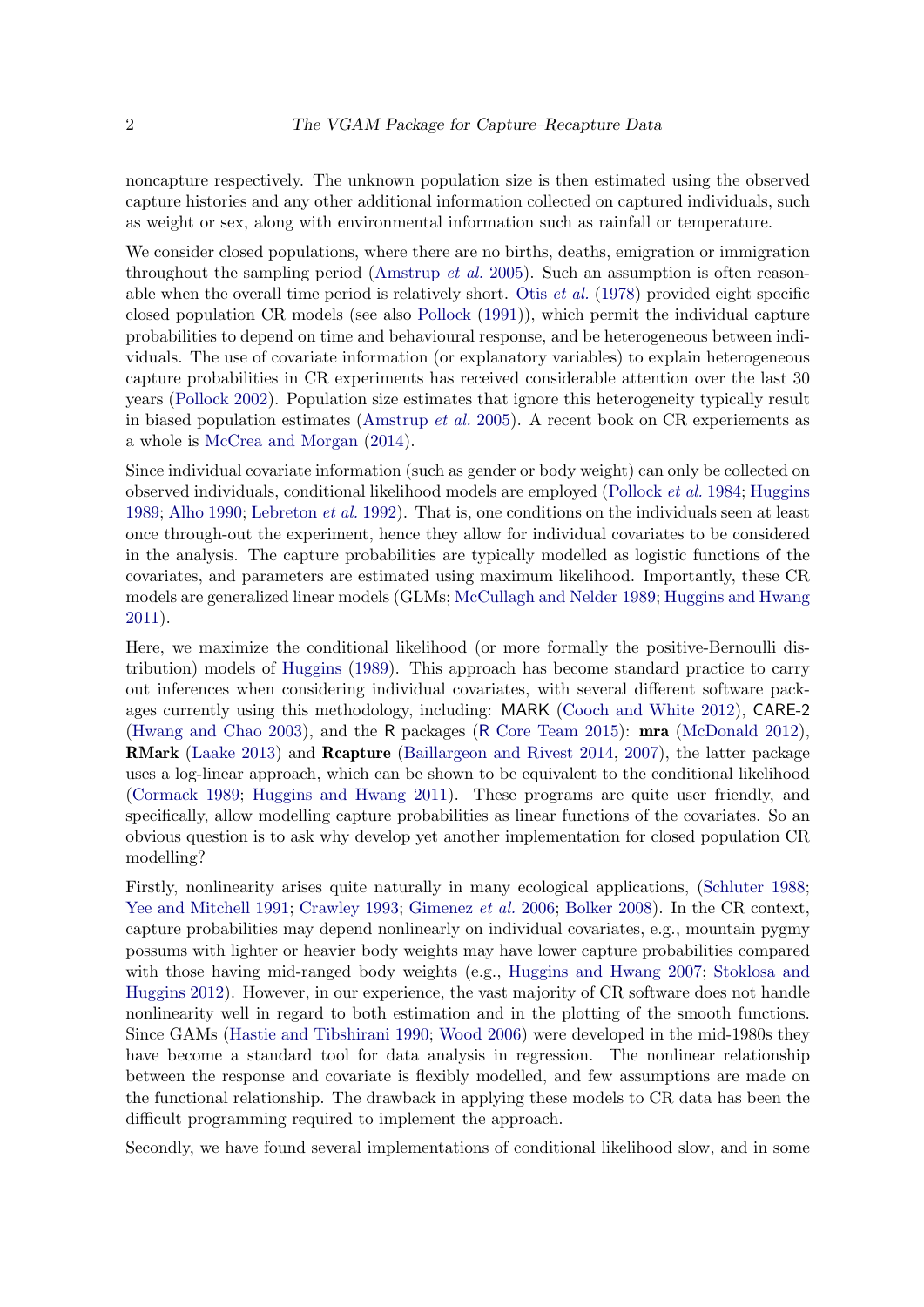noncapture respectively. The unknown population size is then estimated using the observed capture histories and any other additional information collected on captured individuals, such as weight or sex, along with environmental information such as rainfall or temperature.

We consider closed populations, where there are no births, deaths, emigration or immigration throughout the sampling period (Amstrup *et al.* 2005). Such an assumption is often reasonable when the overall time period is relatively short. Otis *et al.* (1978) provided eight specific closed population CR models (see also Pollock (1991)), which permit the individual capture probabilities to depend on time and behavioural response, and be heterogeneous between individuals. The use of covariate information (or explanatory variables) to explain heterogeneous capture probabilities in CR experiments has received considerable attention over the last 30 years (Pollock 2002). Population size estimates that ignore this heterogeneity typically result in biased population estimates (Amstrup *et al.* 2005). A recent book on CR experiements as a whole is McCrea and Morgan (2014).

Since individual covariate information (such as gender or body weight) can only be collected on observed individuals, conditional likelihood models are employed (Pollock *et al.* 1984; Huggins 1989; Alho 1990; Lebreton *et al.* 1992). That is, one conditions on the individuals seen at least once through-out the experiment, hence they allow for individual covariates to be considered in the analysis. The capture probabilities are typically modelled as logistic functions of the covariates, and parameters are estimated using maximum likelihood. Importantly, these CR models are generalized linear models (GLMs; McCullagh and Nelder 1989; Huggins and Hwang 2011).

Here, we maximize the conditional likelihood (or more formally the positive-Bernoulli distribution) models of Huggins (1989). This approach has become standard practice to carry out inferences when considering individual covariates, with several different software packages currently using this methodology, including: MARK (Cooch and White 2012), CARE-2 (Hwang and Chao 2003), and the R packages (R Core Team 2015): **mra** (McDonald 2012), **RMark** (Laake 2013) and **Rcapture** (Baillargeon and Rivest 2014, 2007), the latter package uses a log-linear approach, which can be shown to be equivalent to the conditional likelihood (Cormack 1989; Huggins and Hwang 2011). These programs are quite user friendly, and specifically, allow modelling capture probabilities as linear functions of the covariates. So an obvious question is to ask why develop yet another implementation for closed population CR modelling?

Firstly, nonlinearity arises quite naturally in many ecological applications, (Schluter 1988; Yee and Mitchell 1991; Crawley 1993; Gimenez *et al.* 2006; Bolker 2008). In the CR context, capture probabilities may depend nonlinearly on individual covariates, e.g., mountain pygmy possums with lighter or heavier body weights may have lower capture probabilities compared with those having mid-ranged body weights (e.g., Huggins and Hwang 2007; Stoklosa and Huggins 2012). However, in our experience, the vast majority of CR software does not handle nonlinearity well in regard to both estimation and in the plotting of the smooth functions. Since GAMs (Hastie and Tibshirani 1990; Wood 2006) were developed in the mid-1980s they have become a standard tool for data analysis in regression. The nonlinear relationship between the response and covariate is flexibly modelled, and few assumptions are made on the functional relationship. The drawback in applying these models to CR data has been the difficult programming required to implement the approach.

Secondly, we have found several implementations of conditional likelihood slow, and in some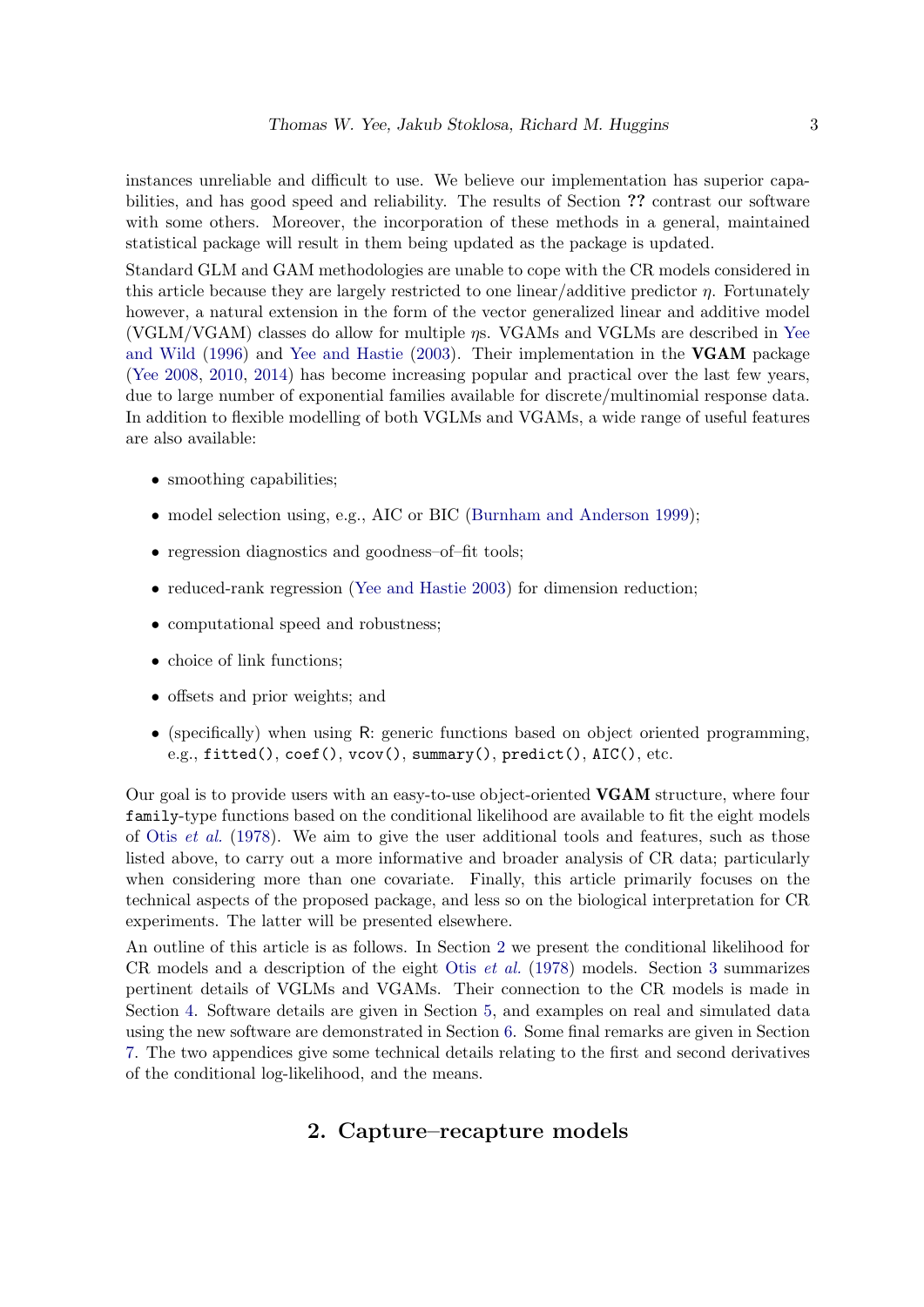instances unreliable and difficult to use. We believe our implementation has superior capabilities, and has good speed and reliability. The results of Section **??** contrast our software with some others. Moreover, the incorporation of these methods in a general, maintained statistical package will result in them being updated as the package is updated.

Standard GLM and GAM methodologies are unable to cope with the CR models considered in this article because they are largely restricted to one linear/additive predictor $\eta$. Fortunately however, a natural extension in the form of the vector generalized linear and additive model (VGLM/VGAM) classes do allow for multiple $\eta$s. VGAMs and VGLMs are described in Yee and Wild (1996) and Yee and Hastie (2003). Their implementation in the **VGAM** package (Yee 2008, 2010, 2014) has become increasing popular and practical over the last few years, due to large number of exponential families available for discrete/multinomial response data. In addition to flexible modelling of both VGLMs and VGAMs, a wide range of useful features are also available:

- smoothing capabilities;
- model selection using, e.g., AIC or BIC (Burnham and Anderson 1999);
- regression diagnostics and goodness–of–fit tools;
- reduced-rank regression (Yee and Hastie 2003) for dimension reduction;
- computational speed and robustness;
- choice of link functions;
- offsets and prior weights; and
- (specifically) when using R: generic functions based on object oriented programming, e.g., `fitted()`, `coef()`, `vcov()`, `summary()`, `predict()`, `AIC()`, etc.

Our goal is to provide users with an easy-to-use object-oriented **VGAM** structure, where four `family`-type functions based on the conditional likelihood are available to fit the eight models of Otis *et al.* (1978). We aim to give the user additional tools and features, such as those listed above, to carry out a more informative and broader analysis of CR data; particularly when considering more than one covariate. Finally, this article primarily focuses on the technical aspects of the proposed package, and less so on the biological interpretation for CR experiments. The latter will be presented elsewhere.

An outline of this article is as follows. In Section 2 we present the conditional likelihood for CR models and a description of the eight Otis *et al.* (1978) models. Section 3 summarizes pertinent details of VGLMs and VGAMs. Their connection to the CR models is made in Section 4. Software details are given in Section 5, and examples on real and simulated data using the new software are demonstrated in Section 6. Some final remarks are given in Section 7. The two appendices give some technical details relating to the first and second derivatives of the conditional log-likelihood, and the means.

## 2. Capture–recapture models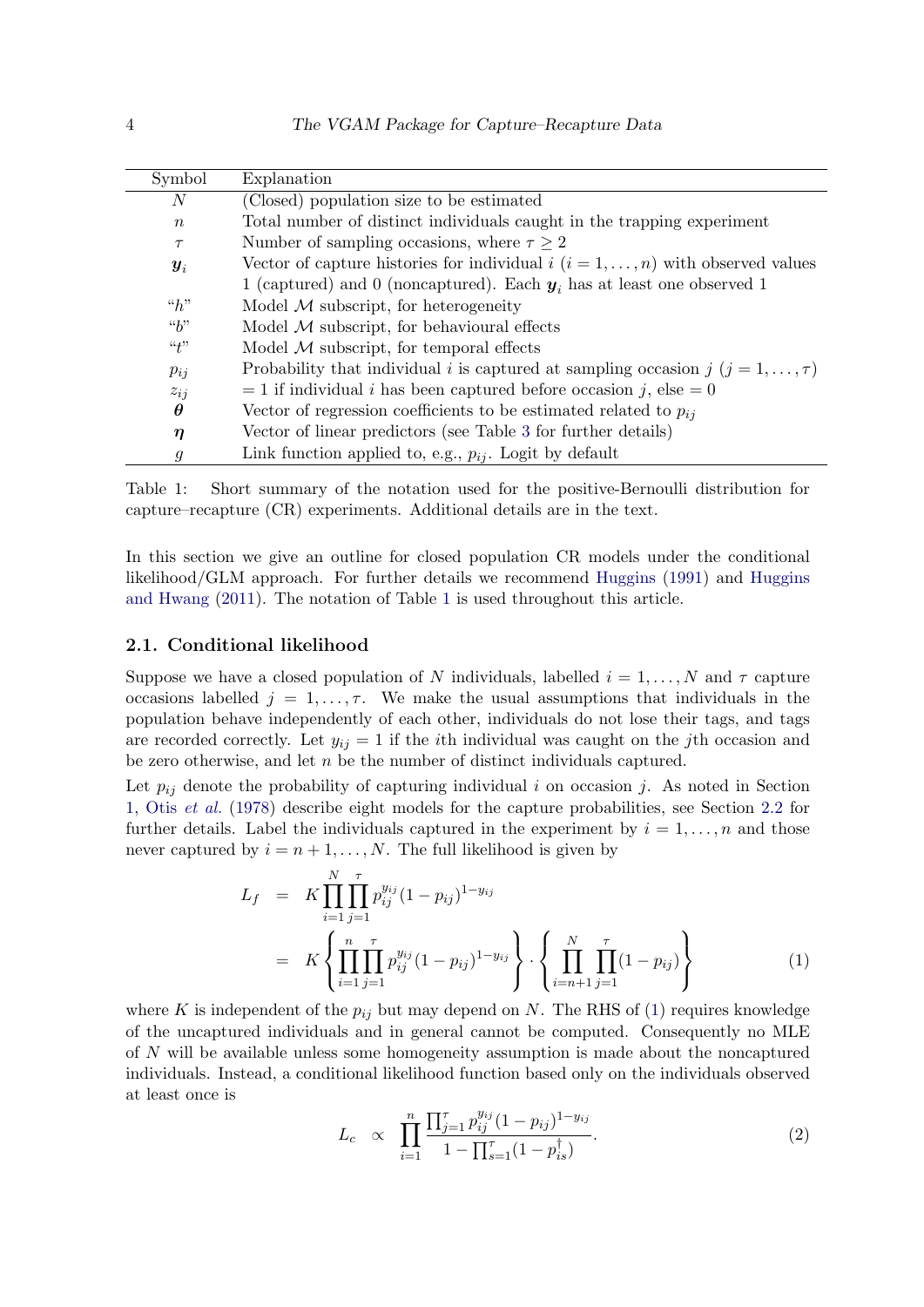| Symbol | Explanation |
|---|---|
| $N$ | (Closed) population size to be estimated |
| $n$ | Total number of distinct individuals caught in the trapping experiment |
| $\tau$ | Number of sampling occasions, where $\tau \geq 2$ |
| $\boldsymbol{y}_i$ | Vector of capture histories for individual $i$ $(i = 1, \ldots, n)$ with observed values 1 (captured) and 0 (noncaptured). Each $\boldsymbol{y}_i$ has at least one observed 1 |
| "$h$" | Model $\mathcal{M}$ subscript, for heterogeneity |
| "$b$" | Model $\mathcal{M}$ subscript, for behavioural effects |
| "$t$" | Model $\mathcal{M}$ subscript, for temporal effects |
| $p_{ij}$ | Probability that individual $i$ is captured at sampling occasion $j$ $(j = 1, \ldots, \tau)$ |
| $z_{ij}$ | $= 1$ if individual $i$ has been captured before occasion $j$, else $= 0$ |
| $\boldsymbol{\theta}$ | Vector of regression coefficients to be estimated related to $p_{ij}$ |
| $\boldsymbol{\eta}$ | Vector of linear predictors (see Table 3 for further details) |
| $g$ | Link function applied to, e.g., $p_{ij}$. Logit by default |

Table 1: Short summary of the notation used for the positive-Bernoulli distribution for capture–recapture (CR) experiments. Additional details are in the text.

In this section we give an outline for closed population CR models under the conditional likelihood/GLM approach. For further details we recommend Huggins (1991) and Huggins and Hwang (2011). The notation of Table 1 is used throughout this article.

### 2.1. Conditional likelihood

Suppose we have a closed population of $N$ individuals, labelled $i = 1, \ldots, N$ and $\tau$ capture occasions labelled $j = 1, \ldots, \tau$. We make the usual assumptions that individuals in the population behave independently of each other, individuals do not lose their tags, and tags are recorded correctly. Let $y_{ij} = 1$ if the $i$th individual was caught on the $j$th occasion and be zero otherwise, and let $n$ be the number of distinct individuals captured.

Let $p_{ij}$ denote the probability of capturing individual $i$ on occasion $j$. As noted in Section 1, Otis *et al.* (1978) describe eight models for the capture probabilities, see Section 2.2 for further details. Label the individuals captured in the experiment by $i = 1, \ldots, n$ and those never captured by $i = n+1, \ldots, N$. The full likelihood is given by

$$
\begin{aligned}
L_f &= K \prod_{i=1}^{N} \prod_{j=1}^{\tau} p_{ij}^{y_{ij}} (1 - p_{ij})^{1-y_{ij}} \\
&= K \left\{ \prod_{i=1}^{n} \prod_{j=1}^{\tau} p_{ij}^{y_{ij}} (1 - p_{ij})^{1-y_{ij}} \right\} \cdot \left\{ \prod_{i=n+1}^{N} \prod_{j=1}^{\tau} (1 - p_{ij}) \right\}
\end{aligned}
\tag{1}
$$

where $K$ is independent of the $p_{ij}$ but may depend on $N$. The RHS of (1) requires knowledge of the uncaptured individuals and in general cannot be computed. Consequently no MLE of $N$ will be available unless some homogeneity assumption is made about the noncaptured individuals. Instead, a conditional likelihood function based only on the individuals observed at least once is

$$
L_c \;\propto\; \prod_{i=1}^{n} \frac{\prod_{j=1}^{\tau} p_{ij}^{y_{ij}} (1 - p_{ij})^{1-y_{ij}}}{1 - \prod_{s=1}^{\tau} (1 - p_{is}^{\dagger})}.
\tag{2}
$$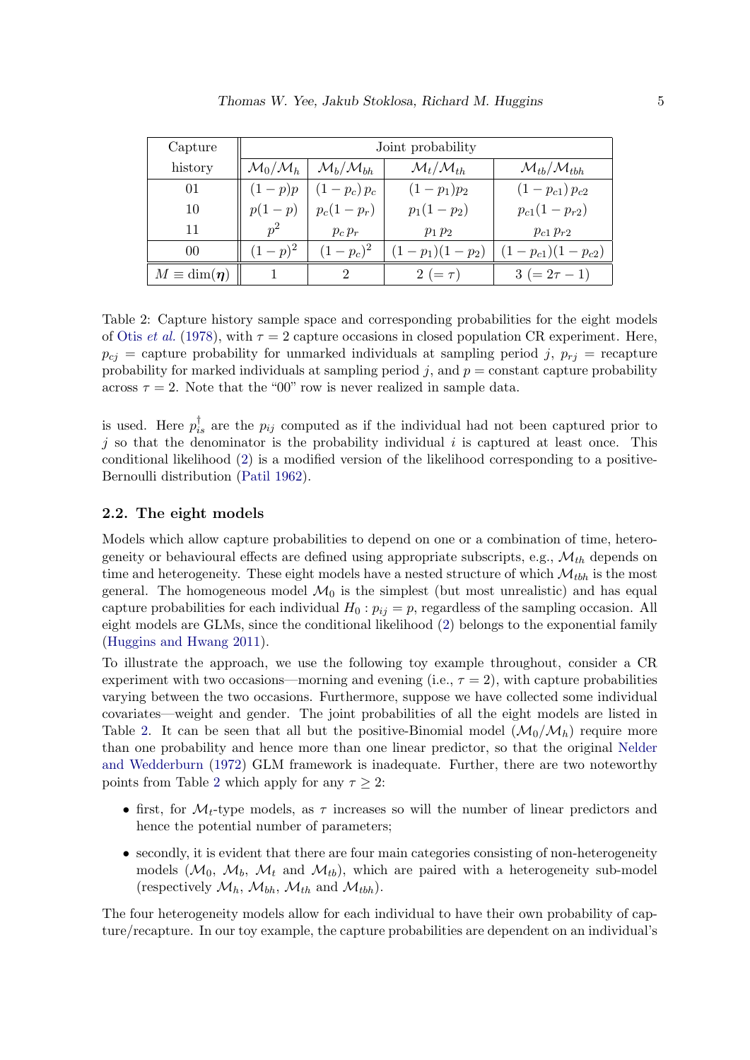| Capture history | Joint probability | | | |
|---|---|---|---|---|
| | $\mathcal{M}_0/\mathcal{M}_h$ | $\mathcal{M}_b/\mathcal{M}_{bh}$ | $\mathcal{M}_t/\mathcal{M}_{th}$ | $\mathcal{M}_{tb}/\mathcal{M}_{tbh}$ |
| 01 | $(1-p)p$ | $(1-p_c)\,p_c$ | $(1-p_1)p_2$ | $(1-p_{c1})\,p_{c2}$ |
| 10 | $p(1-p)$ | $p_c(1-p_r)$ | $p_1(1-p_2)$ | $p_{c1}(1-p_{r2})$ |
| 11 | $p^2$ | $p_c\,p_r$ | $p_1\,p_2$ | $p_{c1}\,p_{r2}$ |
| 00 | $(1-p)^2$ | $(1-p_c)^2$ | $(1-p_1)(1-p_2)$ | $(1-p_{c1})(1-p_{c2})$ |
| $M \equiv \dim(\boldsymbol{\eta})$ | 1 | 2 | $2\ (=\tau)$ | $3\ (=2\tau-1)$ |

Table 2: Capture history sample space and corresponding probabilities for the eight models of Otis *et al.* (1978), with $\tau = 2$ capture occasions in closed population CR experiment. Here, $p_{cj}$ = capture probability for unmarked individuals at sampling period $j$, $p_{rj}$ = recapture probability for marked individuals at sampling period $j$, and $p$ = constant capture probability across $\tau = 2$. Note that the "00" row is never realized in sample data.

is used. Here $p_{is}^{\dagger}$ are the $p_{ij}$ computed as if the individual had not been captured prior to $j$ so that the denominator is the probability individual $i$ is captured at least once. This conditional likelihood (2) is a modified version of the likelihood corresponding to a positive-Bernoulli distribution (Patil 1962).

### 2.2. The eight models

Models which allow capture probabilities to depend on one or a combination of time, heterogeneity or behavioural effects are defined using appropriate subscripts, e.g., $\mathcal{M}_{th}$ depends on time and heterogeneity. These eight models have a nested structure of which $\mathcal{M}_{tbh}$ is the most general. The homogeneous model $\mathcal{M}_0$ is the simplest (but most unrealistic) and has equal capture probabilities for each individual $H_0 : p_{ij} = p$, regardless of the sampling occasion. All eight models are GLMs, since the conditional likelihood (2) belongs to the exponential family (Huggins and Hwang 2011).

To illustrate the approach, we use the following toy example throughout, consider a CR experiment with two occasions—morning and evening (i.e., $\tau = 2$), with capture probabilities varying between the two occasions. Furthermore, suppose we have collected some individual covariates—weight and gender. The joint probabilities of all the eight models are listed in Table 2. It can be seen that all but the positive-Binomial model ($\mathcal{M}_0/\mathcal{M}_h$) require more than one probability and hence more than one linear predictor, so that the original Nelder and Wedderburn (1972) GLM framework is inadequate. Further, there are two noteworthy points from Table 2 which apply for any $\tau \geq 2$:

- first, for $\mathcal{M}_t$-type models, as $\tau$ increases so will the number of linear predictors and hence the potential number of parameters;
- secondly, it is evident that there are four main categories consisting of non-heterogeneity models ($\mathcal{M}_0$, $\mathcal{M}_b$, $\mathcal{M}_t$ and $\mathcal{M}_{tb}$), which are paired with a heterogeneity sub-model (respectively $\mathcal{M}_h$, $\mathcal{M}_{bh}$, $\mathcal{M}_{th}$ and $\mathcal{M}_{tbh}$).

The four heterogeneity models allow for each individual to have their own probability of capture/recapture. In our toy example, the capture probabilities are dependent on an individual's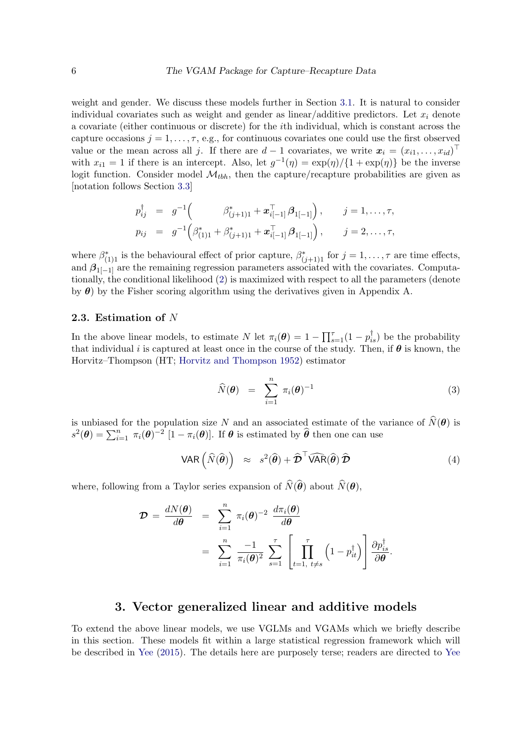weight and gender. We discuss these models further in Section 3.1. It is natural to consider individual covariates such as weight and gender as linear/additive predictors. Let $x_i$ denote a covariate (either continuous or discrete) for the $i$th individual, which is constant across the capture occasions $j = 1, \ldots, \tau$, e.g., for continuous covariates one could use the first observed value or the mean across all $j$. If there are $d-1$ covariates, we write $\boldsymbol{x}_i = (x_{i1}, \ldots, x_{id})^\top$ with $x_{i1} = 1$ if there is an intercept. Also, let $g^{-1}(\eta) = \exp(\eta)/\{1 + \exp(\eta)\}$ be the inverse logit function. Consider model $\mathcal{M}_{tbh}$, then the capture/recapture probabilities are given as [notation follows Section 3.3]

$$
\begin{aligned}
p_{ij}^{\dagger} &= g^{-1}\Big( \qquad \beta^*_{(j+1)1} + \boldsymbol{x}_{i[-1]}^\top \, \boldsymbol{\beta}_{1[-1]} \Big), \qquad j = 1, \ldots, \tau, \\
p_{ij} &= g^{-1}\Big( \beta^*_{(1)1} + \beta^*_{(j+1)1} + \boldsymbol{x}_{i[-1]}^\top \, \boldsymbol{\beta}_{1[-1]} \Big), \qquad j = 2, \ldots, \tau,
\end{aligned}
$$

where $\beta^*_{(1)1}$ is the behavioural effect of prior capture, $\beta^*_{(j+1)1}$ for $j = 1, \ldots, \tau$ are time effects, and $\boldsymbol{\beta}_{1[-1]}$ are the remaining regression parameters associated with the covariates. Computationally, the conditional likelihood (2) is maximized with respect to all the parameters (denote by $\boldsymbol{\theta}$) by the Fisher scoring algorithm using the derivatives given in Appendix A.

### 2.3. Estimation of $N$

In the above linear models, to estimate $N$ let $\pi_i(\boldsymbol{\theta}) = 1 - \prod_{s=1}^{\tau}(1 - p_{is}^{\dagger})$ be the probability that individual $i$ is captured at least once in the course of the study. Then, if $\boldsymbol{\theta}$ is known, the Horvitz–Thompson (HT; Horvitz and Thompson 1952) estimator

$$
\widehat{N}(\boldsymbol{\theta}) \;\; = \;\; \sum_{i=1}^{n} \, \pi_i(\boldsymbol{\theta})^{-1} \tag{3}
$$

is unbiased for the population size $N$ and an associated estimate of the variance of $\widehat{N}(\boldsymbol{\theta})$ is $s^2(\boldsymbol{\theta}) = \sum_{i=1}^{n} \, \pi_i(\boldsymbol{\theta})^{-2} \, [1 - \pi_i(\boldsymbol{\theta})]$. If $\boldsymbol{\theta}$ is estimated by $\widehat{\boldsymbol{\theta}}$ then one can use

$$
\mathsf{VAR}\left(\widehat{N}(\widehat{\boldsymbol{\theta}})\right) \;\; \approx \;\; s^2(\widehat{\boldsymbol{\theta}}) + \widehat{\boldsymbol{\mathcal{D}}}^\top \, \widehat{\mathsf{VAR}}(\widehat{\boldsymbol{\theta}}) \, \widehat{\boldsymbol{\mathcal{D}}} \tag{4}
$$

where, following from a Taylor series expansion of $\widehat{N}(\widehat{\boldsymbol{\theta}})$ about $\widehat{N}(\boldsymbol{\theta})$,

$$
\begin{aligned}
\boldsymbol{\mathcal{D}} = \frac{dN(\boldsymbol{\theta})}{d\boldsymbol{\theta}} &= \sum_{i=1}^{n} \, \pi_i(\boldsymbol{\theta})^{-2} \, \frac{d\pi_i(\boldsymbol{\theta})}{d\boldsymbol{\theta}} \\
&= \sum_{i=1}^{n} \, \frac{-1}{\pi_i(\boldsymbol{\theta})^2} \, \sum_{s=1}^{\tau} \left[ \prod_{t=1,\; t \neq s}^{\tau} \left(1 - p_{it}^{\dagger}\right) \right] \frac{\partial p_{is}^{\dagger}}{\partial \boldsymbol{\theta}}.
\end{aligned}
$$

## 3. Vector generalized linear and additive models

To extend the above linear models, we use VGLMs and VGAMs which we briefly describe in this section. These models fit within a large statistical regression framework which will be described in Yee (2015). The details here are purposely terse; readers are directed to Yee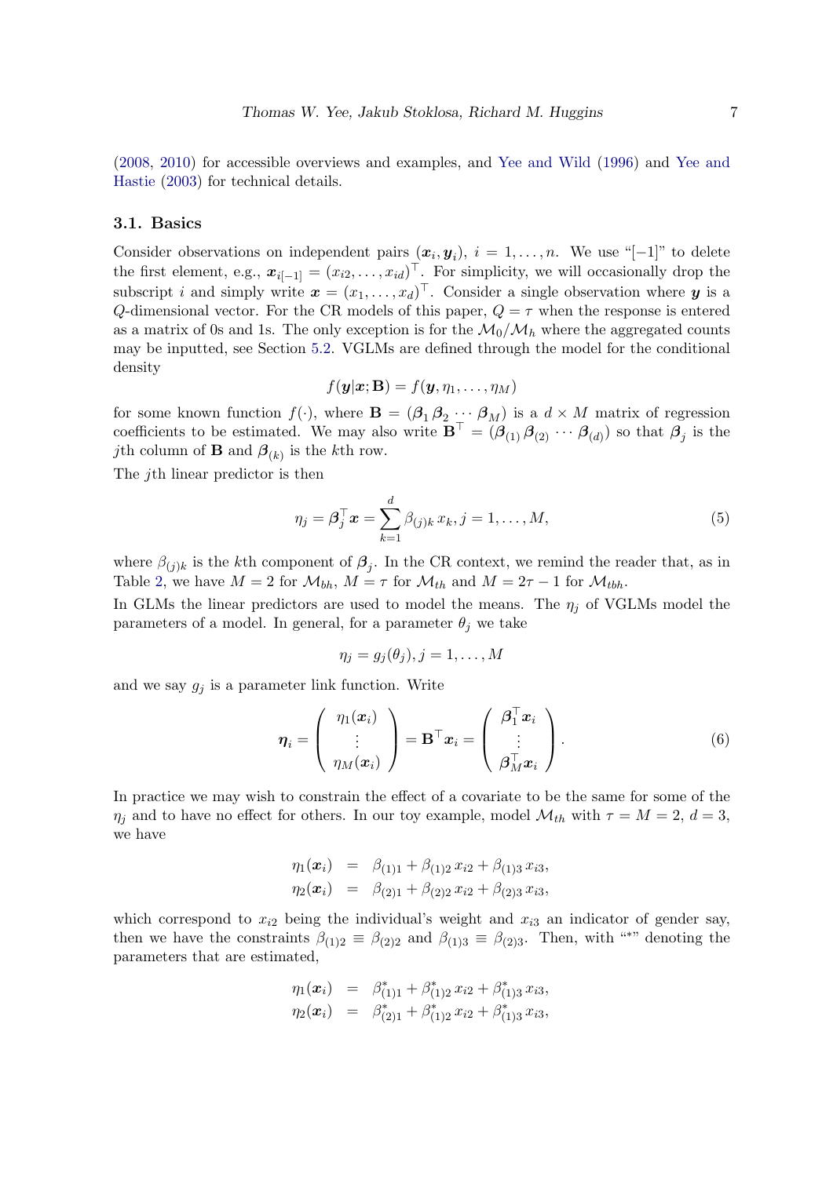(2008, 2010) for accessible overviews and examples, and Yee and Wild (1996) and Yee and Hastie (2003) for technical details.

## 3.1. Basics

Consider observations on independent pairs $(\boldsymbol{x}_i, \boldsymbol{y}_i)$, $i = 1, \ldots, n$. We use "$[-1]$" to delete the first element, e.g., $\boldsymbol{x}_{i[-1]} = (x_{i2}, \ldots, x_{id})^\top$. For simplicity, we will occasionally drop the subscript $i$ and simply write $\boldsymbol{x} = (x_1, \ldots, x_d)^\top$. Consider a single observation where $\boldsymbol{y}$ is a $Q$-dimensional vector. For the CR models of this paper, $Q = \tau$ when the response is entered as a matrix of 0s and 1s. The only exception is for the $\mathcal{M}_0/\mathcal{M}_h$ where the aggregated counts may be inputted, see Section 5.2. VGLMs are defined through the model for the conditional density

$$f(\boldsymbol{y}|\boldsymbol{x}; \mathbf{B}) = f(\boldsymbol{y}, \eta_1, \ldots, \eta_M)$$

for some known function $f(\cdot)$, where $\mathbf{B} = (\boldsymbol{\beta}_1 \, \boldsymbol{\beta}_2 \, \cdots \, \boldsymbol{\beta}_M)$ is a $d \times M$ matrix of regression coefficients to be estimated. We may also write $\mathbf{B}^\top = (\boldsymbol{\beta}_{(1)} \, \boldsymbol{\beta}_{(2)} \, \cdots \, \boldsymbol{\beta}_{(d)})$ so that $\boldsymbol{\beta}_j$ is the $j$th column of $\mathbf{B}$ and $\boldsymbol{\beta}_{(k)}$ is the $k$th row.

The $j$th linear predictor is then

$$\eta_j = \boldsymbol{\beta}_j^\top \boldsymbol{x} = \sum_{k=1}^{d} \beta_{(j)k} \, x_k, j = 1, \ldots, M, \tag{5}$$

where $\beta_{(j)k}$ is the $k$th component of $\boldsymbol{\beta}_j$. In the CR context, we remind the reader that, as in Table 2, we have $M = 2$ for $\mathcal{M}_{bh}$, $M = \tau$ for $\mathcal{M}_{th}$ and $M = 2\tau - 1$ for $\mathcal{M}_{tbh}$.

In GLMs the linear predictors are used to model the means. The $\eta_j$ of VGLMs model the parameters of a model. In general, for a parameter $\theta_j$ we take

$$\eta_j = g_j(\theta_j), j = 1, \ldots, M$$

and we say $g_j$ is a parameter link function. Write

$$\boldsymbol{\eta}_i = \begin{pmatrix} \eta_1(\boldsymbol{x}_i) \\ \vdots \\ \eta_M(\boldsymbol{x}_i) \end{pmatrix} = \mathbf{B}^\top \boldsymbol{x}_i = \begin{pmatrix} \boldsymbol{\beta}_1^\top \boldsymbol{x}_i \\ \vdots \\ \boldsymbol{\beta}_M^\top \boldsymbol{x}_i \end{pmatrix}. \tag{6}$$

In practice we may wish to constrain the effect of a covariate to be the same for some of the $\eta_j$ and to have no effect for others. In our toy example, model $\mathcal{M}_{th}$ with $\tau = M = 2$, $d = 3$, we have

$$\begin{aligned}
\eta_1(\boldsymbol{x}_i) &= \beta_{(1)1} + \beta_{(1)2} \, x_{i2} + \beta_{(1)3} \, x_{i3}, \\
\eta_2(\boldsymbol{x}_i) &= \beta_{(2)1} + \beta_{(2)2} \, x_{i2} + \beta_{(2)3} \, x_{i3},
\end{aligned}$$

which correspond to $x_{i2}$ being the individual's weight and $x_{i3}$ an indicator of gender say, then we have the constraints $\beta_{(1)2} \equiv \beta_{(2)2}$ and $\beta_{(1)3} \equiv \beta_{(2)3}$. Then, with "$*$" denoting the parameters that are estimated,

$$\begin{aligned}
\eta_1(\boldsymbol{x}_i) &= \beta^*_{(1)1} + \beta^*_{(1)2} \, x_{i2} + \beta^*_{(1)3} \, x_{i3}, \\
\eta_2(\boldsymbol{x}_i) &= \beta^*_{(2)1} + \beta^*_{(1)2} \, x_{i2} + \beta^*_{(1)3} \, x_{i3},
\end{aligned}$$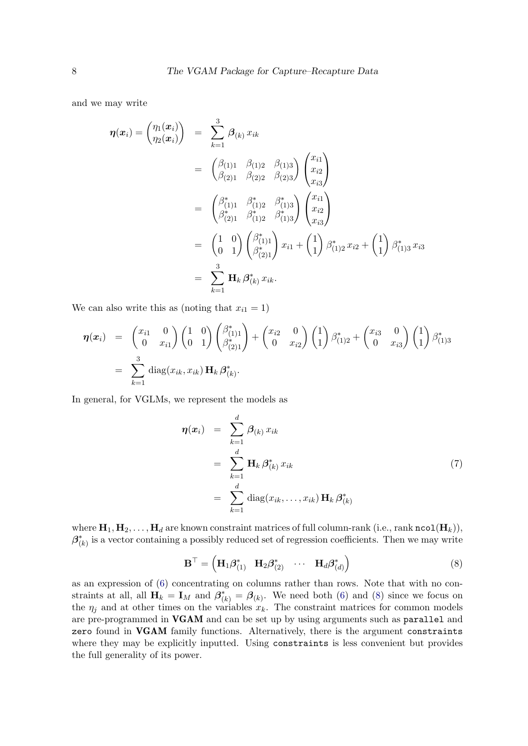and we may write

$$
\begin{aligned}
\boldsymbol{\eta}(\boldsymbol{x}_i) = \begin{pmatrix} \eta_1(\boldsymbol{x}_i) \\ \eta_2(\boldsymbol{x}_i) \end{pmatrix} &= \sum_{k=1}^{3} \boldsymbol{\beta}_{(k)} \, x_{ik} \\
&= \begin{pmatrix} \beta_{(1)1} & \beta_{(1)2} & \beta_{(1)3} \\ \beta_{(2)1} & \beta_{(2)2} & \beta_{(2)3} \end{pmatrix} \begin{pmatrix} x_{i1} \\ x_{i2} \\ x_{i3} \end{pmatrix} \\
&= \begin{pmatrix} \beta^*_{(1)1} & \beta^*_{(1)2} & \beta^*_{(1)3} \\ \beta^*_{(2)1} & \beta^*_{(1)2} & \beta^*_{(1)3} \end{pmatrix} \begin{pmatrix} x_{i1} \\ x_{i2} \\ x_{i3} \end{pmatrix} \\
&= \begin{pmatrix} 1 & 0 \\ 0 & 1 \end{pmatrix} \begin{pmatrix} \beta^*_{(1)1} \\ \beta^*_{(2)1} \end{pmatrix} x_{i1} + \begin{pmatrix} 1 \\ 1 \end{pmatrix} \beta^*_{(1)2} \, x_{i2} + \begin{pmatrix} 1 \\ 1 \end{pmatrix} \beta^*_{(1)3} \, x_{i3} \\
&= \sum_{k=1}^{3} \mathbf{H}_k \, \boldsymbol{\beta}^*_{(k)} \, x_{ik}.
\end{aligned}
$$

We can also write this as (noting that $x_{i1} = 1$)

$$
\begin{aligned}
\boldsymbol{\eta}(\boldsymbol{x}_i) &= \begin{pmatrix} x_{i1} & 0 \\ 0 & x_{i1} \end{pmatrix} \begin{pmatrix} 1 & 0 \\ 0 & 1 \end{pmatrix} \begin{pmatrix} \beta^*_{(1)1} \\ \beta^*_{(2)1} \end{pmatrix} + \begin{pmatrix} x_{i2} & 0 \\ 0 & x_{i2} \end{pmatrix} \begin{pmatrix} 1 \\ 1 \end{pmatrix} \beta^*_{(1)2} + \begin{pmatrix} x_{i3} & 0 \\ 0 & x_{i3} \end{pmatrix} \begin{pmatrix} 1 \\ 1 \end{pmatrix} \beta^*_{(1)3} \\
&= \sum_{k=1}^{3} \operatorname{diag}(x_{ik}, x_{ik}) \, \mathbf{H}_k \, \boldsymbol{\beta}^*_{(k)}.
\end{aligned}
$$

In general, for VGLMs, we represent the models as

$$
\begin{aligned}
\boldsymbol{\eta}(\boldsymbol{x}_i) &= \sum_{k=1}^{d} \boldsymbol{\beta}_{(k)} \, x_{ik} \\
&= \sum_{k=1}^{d} \mathbf{H}_k \, \boldsymbol{\beta}^*_{(k)} \, x_{ik} \\
&= \sum_{k=1}^{d} \operatorname{diag}(x_{ik}, \ldots, x_{ik}) \, \mathbf{H}_k \, \boldsymbol{\beta}^*_{(k)}
\end{aligned} \tag{7}
$$

where $\mathbf{H}_1, \mathbf{H}_2, \ldots, \mathbf{H}_d$ are known constraint matrices of full column-rank (i.e., rank `ncol`$(\mathbf{H}_k)$), $\boldsymbol{\beta}^*_{(k)}$ is a vector containing a possibly reduced set of regression coefficients. Then we may write

$$
\mathbf{B}^\top = \begin{pmatrix} \mathbf{H}_1 \boldsymbol{\beta}^*_{(1)} & \mathbf{H}_2 \boldsymbol{\beta}^*_{(2)} & \cdots & \mathbf{H}_d \boldsymbol{\beta}^*_{(d)} \end{pmatrix} \tag{8}
$$

as an expression of (6) concentrating on columns rather than rows. Note that with no constraints at all, all $\mathbf{H}_k = \mathbf{I}_M$ and $\boldsymbol{\beta}^*_{(k)} = \boldsymbol{\beta}_{(k)}$. We need both (6) and (8) since we focus on the $\eta_j$ and at other times on the variables $x_k$. The constraint matrices for common models are pre-programmed in **VGAM** and can be set up by using arguments such as `parallel` and `zero` found in **VGAM** family functions. Alternatively, there is the argument `constraints` where they may be explicitly inputted. Using `constraints` is less convenient but provides the full generality of its power.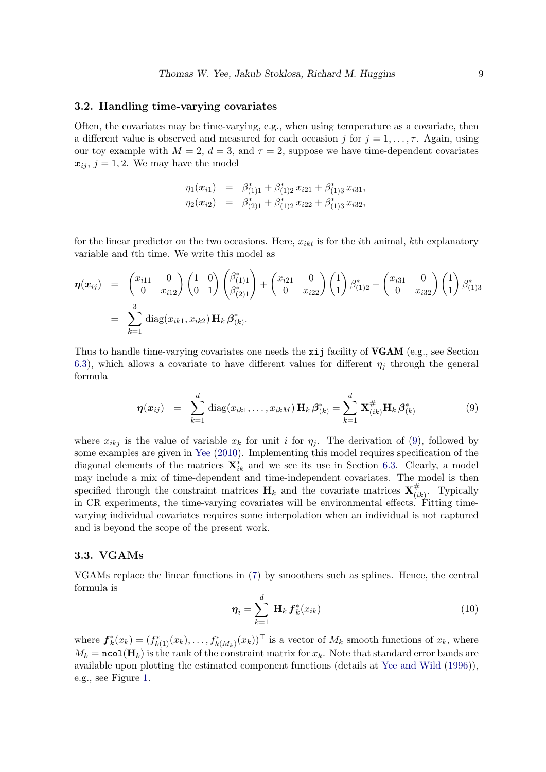### 3.2. Handling time-varying covariates

Often, the covariates may be time-varying, e.g., when using temperature as a covariate, then a different value is observed and measured for each occasion $j$ for $j = 1, \ldots, \tau$. Again, using our toy example with $M = 2$, $d = 3$, and $\tau = 2$, suppose we have time-dependent covariates $\boldsymbol{x}_{ij}$, $j = 1, 2$. We may have the model

$$
\begin{aligned}
\eta_1(\boldsymbol{x}_{i1}) &= \beta^*_{(1)1} + \beta^*_{(1)2}\, x_{i21} + \beta^*_{(1)3}\, x_{i31}, \\
\eta_2(\boldsymbol{x}_{i2}) &= \beta^*_{(2)1} + \beta^*_{(1)2}\, x_{i22} + \beta^*_{(1)3}\, x_{i32},
\end{aligned}
$$

for the linear predictor on the two occasions. Here, $x_{ikt}$ is for the $i$th animal, $k$th explanatory variable and $t$th time. We write this model as

$$
\begin{aligned}
\boldsymbol{\eta}(\boldsymbol{x}_{ij}) &= \begin{pmatrix} x_{i11} & 0 \\ 0 & x_{i12} \end{pmatrix} \begin{pmatrix} 1 & 0 \\ 0 & 1 \end{pmatrix} \begin{pmatrix} \beta^*_{(1)1} \\ \beta^*_{(2)1} \end{pmatrix} + \begin{pmatrix} x_{i21} & 0 \\ 0 & x_{i22} \end{pmatrix} \begin{pmatrix} 1 \\ 1 \end{pmatrix} \beta^*_{(1)2} + \begin{pmatrix} x_{i31} & 0 \\ 0 & x_{i32} \end{pmatrix} \begin{pmatrix} 1 \\ 1 \end{pmatrix} \beta^*_{(1)3} \\
&= \sum_{k=1}^{3} \operatorname{diag}(x_{ik1}, x_{ik2})\, \mathbf{H}_k\, \boldsymbol{\beta}^*_{(k)}.
\end{aligned}
$$

Thus to handle time-varying covariates one needs the `xij` facility of **VGAM** (e.g., see Section 6.3), which allows a covariate to have different values for different $\eta_j$ through the general formula

$$
\boldsymbol{\eta}(\boldsymbol{x}_{ij}) = \sum_{k=1}^{d} \operatorname{diag}(x_{ik1}, \ldots, x_{ikM})\, \mathbf{H}_k\, \boldsymbol{\beta}^*_{(k)} = \sum_{k=1}^{d} \mathbf{X}^{\#}_{(ik)} \mathbf{H}_k\, \boldsymbol{\beta}^*_{(k)} \tag{9}
$$

where $x_{ikj}$ is the value of variable $x_k$ for unit $i$ for $\eta_j$. The derivation of (9), followed by some examples are given in Yee (2010). Implementing this model requires specification of the diagonal elements of the matrices $\mathbf{X}^*_{ik}$ and we see its use in Section 6.3. Clearly, a model may include a mix of time-dependent and time-independent covariates. The model is then specified through the constraint matrices $\mathbf{H}_k$ and the covariate matrices $\mathbf{X}^{\#}_{(ik)}$. Typically in CR experiments, the time-varying covariates will be environmental effects. Fitting time-varying individual covariates requires some interpolation when an individual is not captured and is beyond the scope of the present work.

### 3.3. VGAMs

VGAMs replace the linear functions in (7) by smoothers such as splines. Hence, the central formula is

$$
\boldsymbol{\eta}_i = \sum_{k=1}^{d} \mathbf{H}_k\, \boldsymbol{f}^*_k(x_{ik}) \tag{10}
$$

where $\boldsymbol{f}^*_k(x_k) = (f^*_{k(1)}(x_k), \ldots, f^*_{k(M_k)}(x_k))^{\top}$ is a vector of $M_k$ smooth functions of $x_k$, where $M_k =$ `ncol`$(\mathbf{H}_k)$ is the rank of the constraint matrix for $x_k$. Note that standard error bands are available upon plotting the estimated component functions (details at Yee and Wild (1996)), e.g., see Figure 1.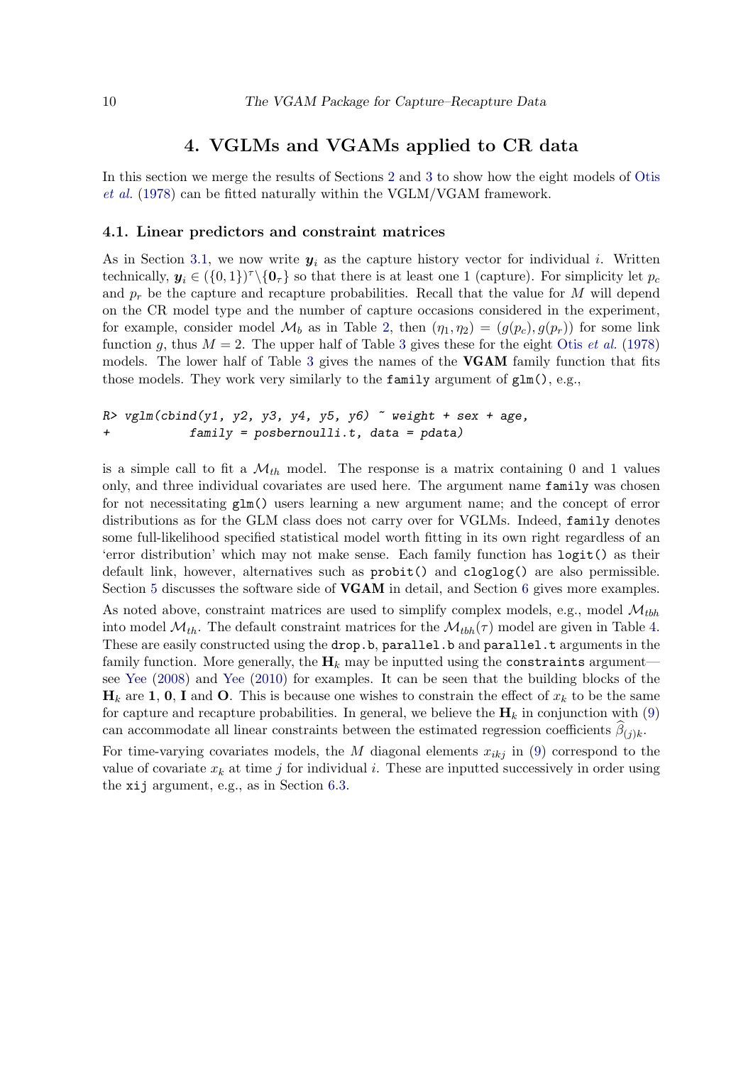## 4. VGLMs and VGAMs applied to CR data

In this section we merge the results of Sections 2 and 3 to show how the eight models of Otis *et al.* (1978) can be fitted naturally within the VGLM/VGAM framework.

### 4.1. Linear predictors and constraint matrices

As in Section 3.1, we now write $\boldsymbol{y}_i$ as the capture history vector for individual $i$. Written technically, $\boldsymbol{y}_i \in (\{0,1\})^{\tau} \backslash \{\mathbf{0}_{\tau}\}$ so that there is at least one 1 (capture). For simplicity let $p_c$ and $p_r$ be the capture and recapture probabilities. Recall that the value for $M$ will depend on the CR model type and the number of capture occasions considered in the experiment, for example, consider model $\mathcal{M}_b$ as in Table 2, then $(\eta_1, \eta_2) = (g(p_c), g(p_r))$ for some link function $g$, thus $M = 2$. The upper half of Table 3 gives these for the eight Otis *et al.* (1978) models. The lower half of Table 3 gives the names of the **VGAM** family function that fits those models. They work very similarly to the `family` argument of `glm()`, e.g.,

```
R> vglm(cbind(y1, y2, y3, y4, y5, y6) ~ weight + sex + age,
+           family = posbernoulli.t, data = pdata)
```

is a simple call to fit a $\mathcal{M}_{th}$ model. The response is a matrix containing 0 and 1 values only, and three individual covariates are used here. The argument name `family` was chosen for not necessitating `glm()` users learning a new argument name; and the concept of error distributions as for the GLM class does not carry over for VGLMs. Indeed, `family` denotes some full-likelihood specified statistical model worth fitting in its own right regardless of an 'error distribution' which may not make sense. Each family function has `logit()` as their default link, however, alternatives such as `probit()` and `cloglog()` are also permissible. Section 5 discusses the software side of **VGAM** in detail, and Section 6 gives more examples.

As noted above, constraint matrices are used to simplify complex models, e.g., model $\mathcal{M}_{tbh}$ into model $\mathcal{M}_{th}$. The default constraint matrices for the $\mathcal{M}_{tbh}(\tau)$ model are given in Table 4. These are easily constructed using the `drop.b`, `parallel.b` and `parallel.t` arguments in the family function. More generally, the $\mathbf{H}_k$ may be inputted using the `constraints` argument—see Yee (2008) and Yee (2010) for examples. It can be seen that the building blocks of the $\mathbf{H}_k$ are $\mathbf{1}$, $\mathbf{0}$, $\mathbf{I}$ and $\mathbf{O}$. This is because one wishes to constrain the effect of $x_k$ to be the same for capture and recapture probabilities. In general, we believe the $\mathbf{H}_k$ in conjunction with (9) can accommodate all linear constraints between the estimated regression coefficients $\widehat{\beta}_{(j)k}$.

For time-varying covariates models, the $M$ diagonal elements $x_{ikj}$ in (9) correspond to the value of covariate $x_k$ at time $j$ for individual $i$. These are inputted successively in order using the `xij` argument, e.g., as in Section 6.3.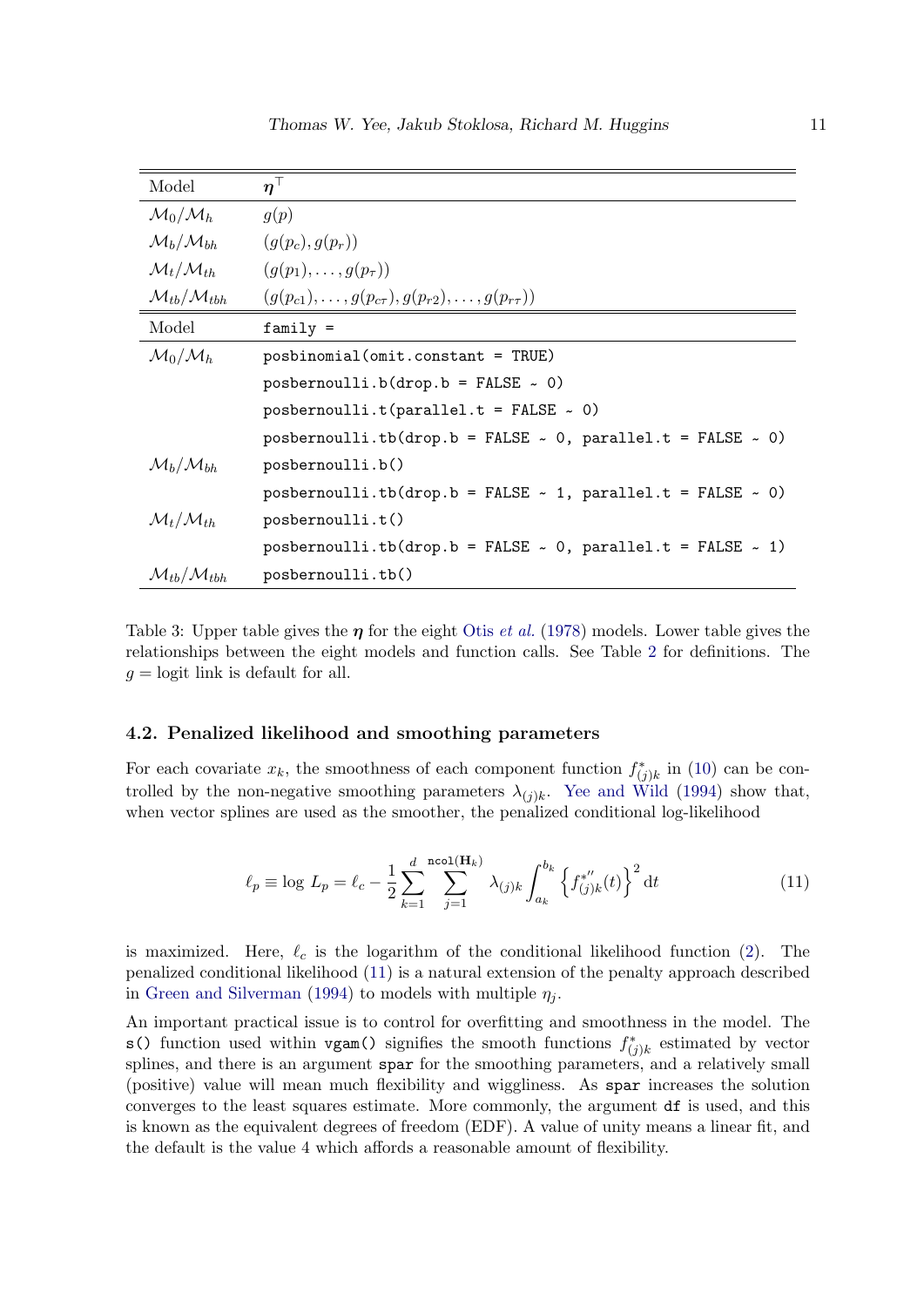| Model | $\boldsymbol{\eta}^\top$ |
|---|---|
| $\mathcal{M}_0/\mathcal{M}_h$ | $g(p)$ |
| $\mathcal{M}_b/\mathcal{M}_{bh}$ | $(g(p_c), g(p_r))$ |
| $\mathcal{M}_t/\mathcal{M}_{th}$ | $(g(p_1), \ldots, g(p_\tau))$ |
| $\mathcal{M}_{tb}/\mathcal{M}_{tbh}$ | $(g(p_{c1}), \ldots, g(p_{c\tau}), g(p_{r2}), \ldots, g(p_{r\tau}))$ |

| Model | `family =` |
|---|---|
| $\mathcal{M}_0/\mathcal{M}_h$ | `posbinomial(omit.constant = TRUE)` |
| | `posbernoulli.b(drop.b = FALSE ~ 0)` |
| | `posbernoulli.t(parallel.t = FALSE ~ 0)` |
| | `posbernoulli.tb(drop.b = FALSE ~ 0, parallel.t = FALSE ~ 0)` |
| $\mathcal{M}_b/\mathcal{M}_{bh}$ | `posbernoulli.b()` |
| | `posbernoulli.tb(drop.b = FALSE ~ 1, parallel.t = FALSE ~ 0)` |
| $\mathcal{M}_t/\mathcal{M}_{th}$ | `posbernoulli.t()` |
| | `posbernoulli.tb(drop.b = FALSE ~ 0, parallel.t = FALSE ~ 1)` |
| $\mathcal{M}_{tb}/\mathcal{M}_{tbh}$ | `posbernoulli.tb()` |

Table 3: Upper table gives the $\boldsymbol{\eta}$ for the eight Otis *et al.* (1978) models. Lower table gives the relationships between the eight models and function calls. See Table 2 for definitions. The $g =$ logit link is default for all.

### 4.2. Penalized likelihood and smoothing parameters

For each covariate $x_k$, the smoothness of each component function $f^*_{(j)k}$ in (10) can be controlled by the non-negative smoothing parameters $\lambda_{(j)k}$. Yee and Wild (1994) show that, when vector splines are used as the smoother, the penalized conditional log-likelihood

$$\ell_p \equiv \log\, L_p = \ell_c - \frac{1}{2}\sum_{k=1}^{d}\sum_{j=1}^{\texttt{ncol}(\mathbf{H}_k)} \lambda_{(j)k}\int_{a_k}^{b_k}\left\{f^{*''}_{(j)k}(t)\right\}^2 \mathrm{d}t \tag{11}$$

is maximized. Here, $\ell_c$ is the logarithm of the conditional likelihood function (2). The penalized conditional likelihood (11) is a natural extension of the penalty approach described in Green and Silverman (1994) to models with multiple $\eta_j$.

An important practical issue is to control for overfitting and smoothness in the model. The `s()` function used within `vgam()` signifies the smooth functions $f^*_{(j)k}$ estimated by vector splines, and there is an argument `spar` for the smoothing parameters, and a relatively small (positive) value will mean much flexibility and wiggliness. As `spar` increases the solution converges to the least squares estimate. More commonly, the argument `df` is used, and this is known as the equivalent degrees of freedom (EDF). A value of unity means a linear fit, and the default is the value 4 which affords a reasonable amount of flexibility.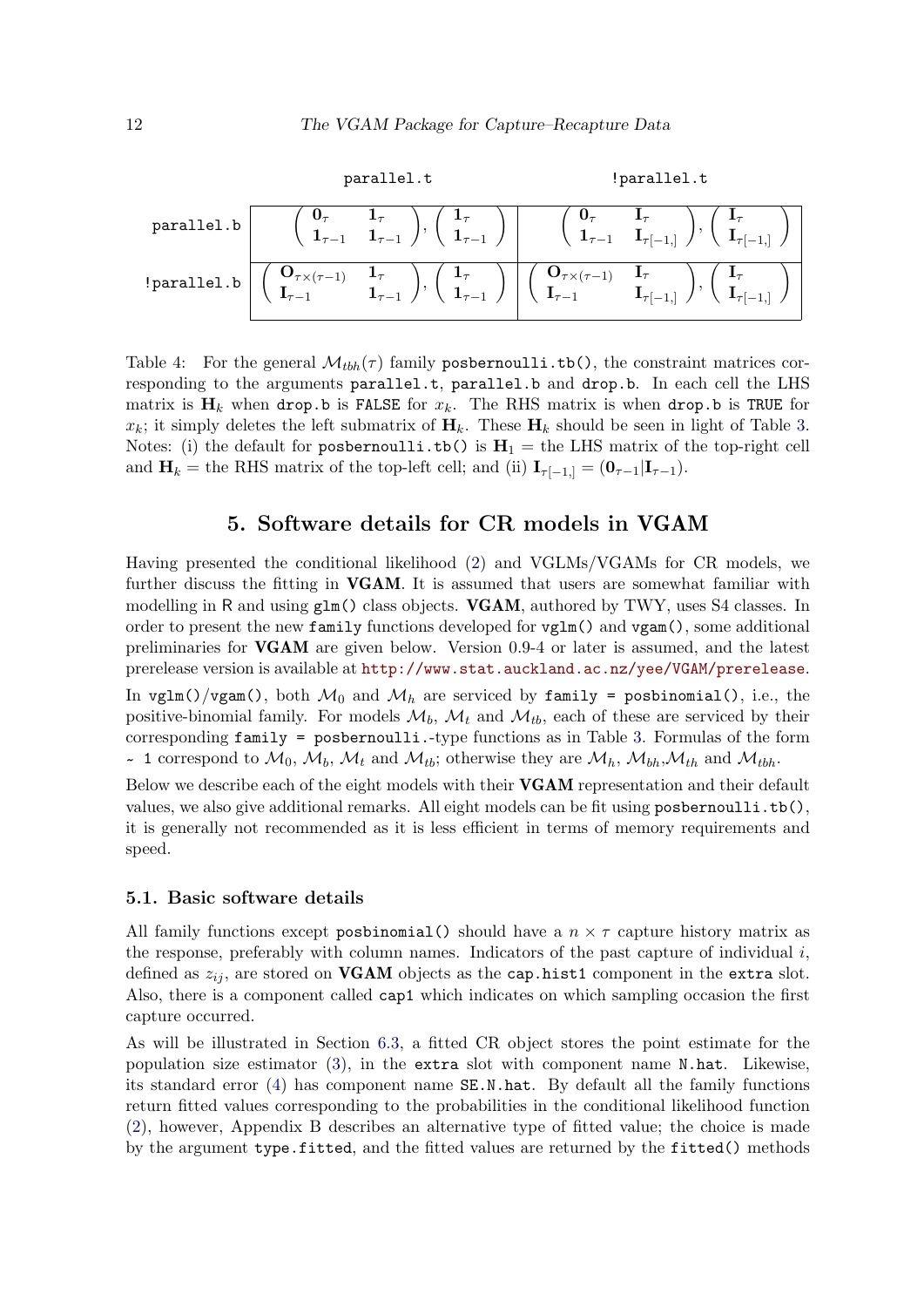|  | parallel.t | !parallel.t |
|---|---|---|
| parallel.b | $\begin{pmatrix} \mathbf{0}_\tau & \mathbf{1}_\tau \\ \mathbf{1}_{\tau-1} & \mathbf{1}_{\tau-1} \end{pmatrix}, \begin{pmatrix} \mathbf{1}_\tau \\ \mathbf{1}_{\tau-1} \end{pmatrix}$ | $\begin{pmatrix} \mathbf{0}_\tau & \mathbf{I}_\tau \\ \mathbf{1}_{\tau-1} & \mathbf{I}_{\tau[-1,]} \end{pmatrix}, \begin{pmatrix} \mathbf{I}_\tau \\ \mathbf{I}_{\tau[-1,]} \end{pmatrix}$ |
| !parallel.b | $\begin{pmatrix} \mathbf{O}_{\tau\times(\tau-1)} & \mathbf{1}_\tau \\ \mathbf{I}_{\tau-1} & \mathbf{1}_{\tau-1} \end{pmatrix}, \begin{pmatrix} \mathbf{1}_\tau \\ \mathbf{1}_{\tau-1} \end{pmatrix}$ | $\begin{pmatrix} \mathbf{O}_{\tau\times(\tau-1)} & \mathbf{I}_\tau \\ \mathbf{I}_{\tau-1} & \mathbf{I}_{\tau[-1,]} \end{pmatrix}, \begin{pmatrix} \mathbf{I}_\tau \\ \mathbf{I}_{\tau[-1,]} \end{pmatrix}$ |

Table 4: For the general $\mathcal{M}_{tbh}(\tau)$ family `posbernoulli.tb()`, the constraint matrices corresponding to the arguments `parallel.t`, `parallel.b` and `drop.b`. In each cell the LHS matrix is $\mathbf{H}_k$ when `drop.b` is `FALSE` for $x_k$. The RHS matrix is when `drop.b` is `TRUE` for $x_k$; it simply deletes the left submatrix of $\mathbf{H}_k$. These $\mathbf{H}_k$ should be seen in light of Table 3. Notes: (i) the default for `posbernoulli.tb()` is $\mathbf{H}_1$ = the LHS matrix of the top-right cell and $\mathbf{H}_k$ = the RHS matrix of the top-left cell; and (ii) $\mathbf{I}_{\tau[-1,]} = (\mathbf{0}_{\tau-1}|\mathbf{I}_{\tau-1})$.

## 5. Software details for CR models in VGAM

Having presented the conditional likelihood (2) and VGLMs/VGAMs for CR models, we further discuss the fitting in **VGAM**. It is assumed that users are somewhat familiar with modelling in R and using `glm()` class objects. **VGAM**, authored by TWY, uses S4 classes. In order to present the new `family` functions developed for `vglm()` and `vgam()`, some additional preliminaries for **VGAM** are given below. Version 0.9-4 or later is assumed, and the latest prerelease version is available at http://www.stat.auckland.ac.nz/yee/VGAM/prerelease.

In `vglm()`/`vgam()`, both $\mathcal{M}_0$ and $\mathcal{M}_h$ are serviced by `family = posbinomial()`, i.e., the positive-binomial family. For models $\mathcal{M}_b$, $\mathcal{M}_t$ and $\mathcal{M}_{tb}$, each of these are serviced by their corresponding `family = posbernoulli.`-type functions as in Table 3. Formulas of the form `~ 1` correspond to $\mathcal{M}_0$, $\mathcal{M}_b$, $\mathcal{M}_t$ and $\mathcal{M}_{tb}$; otherwise they are $\mathcal{M}_h$, $\mathcal{M}_{bh}$,$\mathcal{M}_{th}$ and $\mathcal{M}_{tbh}$.

Below we describe each of the eight models with their **VGAM** representation and their default values, we also give additional remarks. All eight models can be fit using `posbernoulli.tb()`, it is generally not recommended as it is less efficient in terms of memory requirements and speed.

### 5.1. Basic software details

All family functions except `posbinomial()` should have a $n \times \tau$ capture history matrix as the response, preferably with column names. Indicators of the past capture of individual $i$, defined as $z_{ij}$, are stored on **VGAM** objects as the `cap.hist1` component in the `extra` slot. Also, there is a component called `cap1` which indicates on which sampling occasion the first capture occurred.

As will be illustrated in Section 6.3, a fitted CR object stores the point estimate for the population size estimator (3), in the `extra` slot with component name `N.hat`. Likewise, its standard error (4) has component name `SE.N.hat`. By default all the family functions return fitted values corresponding to the probabilities in the conditional likelihood function (2), however, Appendix B describes an alternative type of fitted value; the choice is made by the argument `type.fitted`, and the fitted values are returned by the `fitted()` methods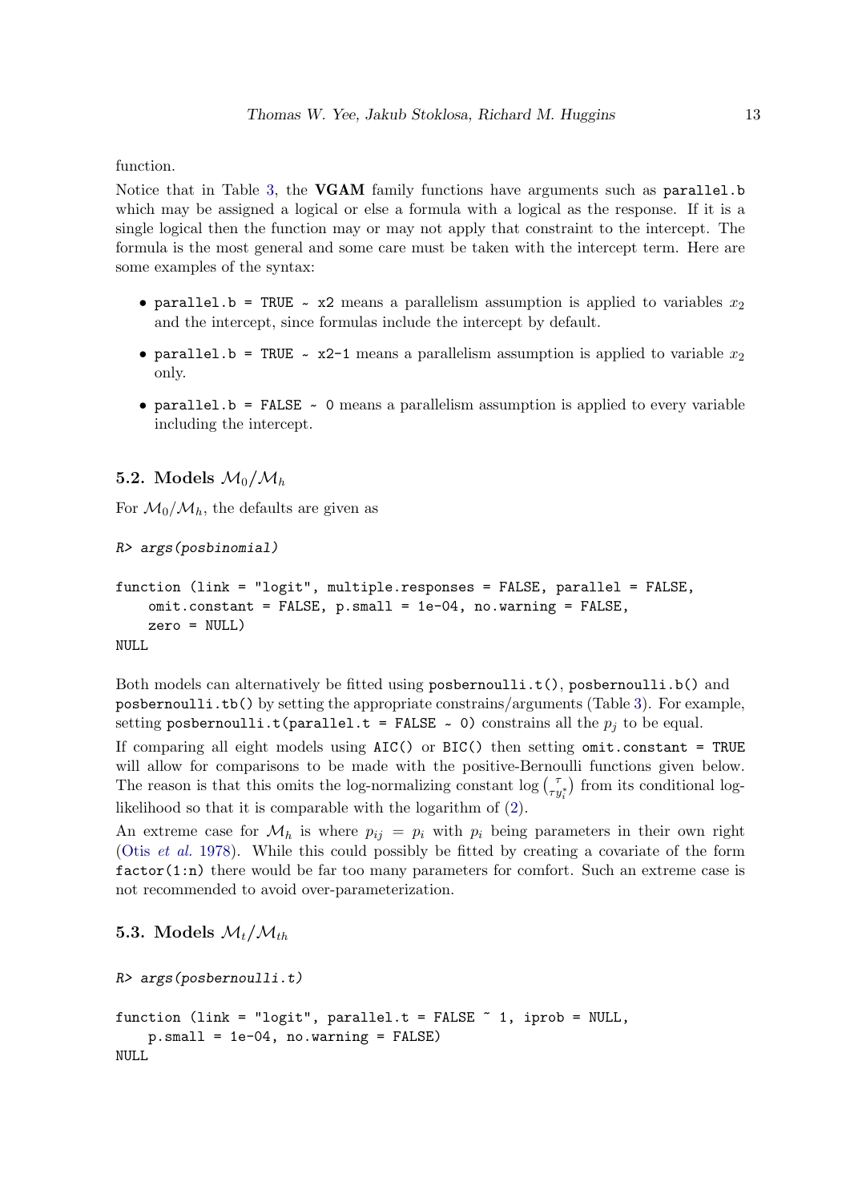function.

Notice that in Table 3, the **VGAM** family functions have arguments such as `parallel.b` which may be assigned a logical or else a formula with a logical as the response. If it is a single logical then the function may or may not apply that constraint to the intercept. The formula is the most general and some care must be taken with the intercept term. Here are some examples of the syntax:

- `parallel.b = TRUE ~ x2` means a parallelism assumption is applied to variables $x_2$ and the intercept, since formulas include the intercept by default.
- `parallel.b = TRUE ~ x2-1` means a parallelism assumption is applied to variable $x_2$ only.
- `parallel.b = FALSE ~ 0` means a parallelism assumption is applied to every variable including the intercept.

### 5.2. Models $\mathcal{M}_0/\mathcal{M}_h$

For $\mathcal{M}_0/\mathcal{M}_h$, the defaults are given as

```
R> args(posbinomial)

function (link = "logit", multiple.responses = FALSE, parallel = FALSE,
    omit.constant = FALSE, p.small = 1e-04, no.warning = FALSE,
    zero = NULL)
NULL
```

Both models can alternatively be fitted using `posbernoulli.t()`, `posbernoulli.b()` and `posbernoulli.tb()` by setting the appropriate constrains/arguments (Table 3). For example, setting `posbernoulli.t(parallel.t = FALSE ~ 0)` constrains all the $p_j$ to be equal.

If comparing all eight models using `AIC()` or `BIC()` then setting `omit.constant = TRUE` will allow for comparisons to be made with the positive-Bernoulli functions given below. The reason is that this omits the log-normalizing constant $\log \binom{\tau}{\tau y_i^*}$ from its conditional log-likelihood so that it is comparable with the logarithm of (2).

An extreme case for $\mathcal{M}_h$ is where $p_{ij} = p_i$ with $p_i$ being parameters in their own right (Otis *et al.* 1978). While this could possibly be fitted by creating a covariate of the form `factor(1:n)` there would be far too many parameters for comfort. Such an extreme case is not recommended to avoid over-parameterization.

### 5.3. Models $\mathcal{M}_t/\mathcal{M}_{th}$

```
R> args(posbernoulli.t)

function (link = "logit", parallel.t = FALSE ~ 1, iprob = NULL,
    p.small = 1e-04, no.warning = FALSE)
NULL
```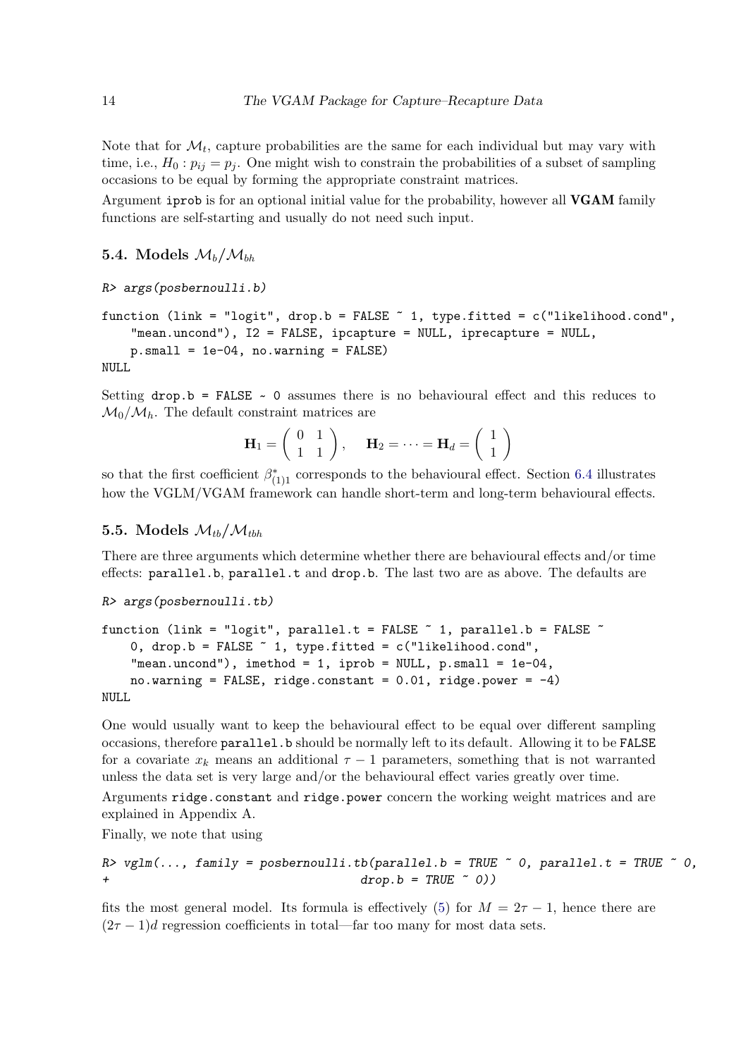Note that for $\mathcal{M}_t$, capture probabilities are the same for each individual but may vary with time, i.e., $H_0 : p_{ij} = p_j$. One might wish to constrain the probabilities of a subset of sampling occasions to be equal by forming the appropriate constraint matrices.

Argument iprob is for an optional initial value for the probability, however all **VGAM** family functions are self-starting and usually do not need such input.

### 5.4. Models $\mathcal{M}_b/\mathcal{M}_{bh}$

```
R> args(posbernoulli.b)

function (link = "logit", drop.b = FALSE ~ 1, type.fitted = c("likelihood.cond",
    "mean.uncond"), I2 = FALSE, ipcapture = NULL, iprecapture = NULL,
    p.small = 1e-04, no.warning = FALSE)
NULL
```

Setting drop.b = FALSE ~ 0 assumes there is no behavioural effect and this reduces to $\mathcal{M}_0/\mathcal{M}_h$. The default constraint matrices are

$$\mathbf{H}_1 = \begin{pmatrix} 0 & 1 \\ 1 & 1 \end{pmatrix}, \quad \mathbf{H}_2 = \cdots = \mathbf{H}_d = \begin{pmatrix} 1 \\ 1 \end{pmatrix}$$

so that the first coefficient $\beta^*_{(1)1}$ corresponds to the behavioural effect. Section 6.4 illustrates how the VGLM/VGAM framework can handle short-term and long-term behavioural effects.

### 5.5. Models $\mathcal{M}_{tb}/\mathcal{M}_{tbh}$

There are three arguments which determine whether there are behavioural effects and/or time effects: parallel.b, parallel.t and drop.b. The last two are as above. The defaults are

```
R> args(posbernoulli.tb)

function (link = "logit", parallel.t = FALSE ~ 1, parallel.b = FALSE ~
    0, drop.b = FALSE ~ 1, type.fitted = c("likelihood.cond",
    "mean.uncond"), imethod = 1, iprob = NULL, p.small = 1e-04,
    no.warning = FALSE, ridge.constant = 0.01, ridge.power = -4)
NULL
```

One would usually want to keep the behavioural effect to be equal over different sampling occasions, therefore parallel.b should be normally left to its default. Allowing it to be FALSE for a covariate $x_k$ means an additional $\tau - 1$ parameters, something that is not warranted unless the data set is very large and/or the behavioural effect varies greatly over time.

Arguments ridge.constant and ridge.power concern the working weight matrices and are explained in Appendix A.

Finally, we note that using

```
R> vglm(..., family = posbernoulli.tb(parallel.b = TRUE ~ 0, parallel.t = TRUE ~ 0,
+                                     drop.b = TRUE ~ 0))
```

fits the most general model. Its formula is effectively (5) for $M = 2\tau - 1$, hence there are $(2\tau - 1)d$ regression coefficients in total—far too many for most data sets.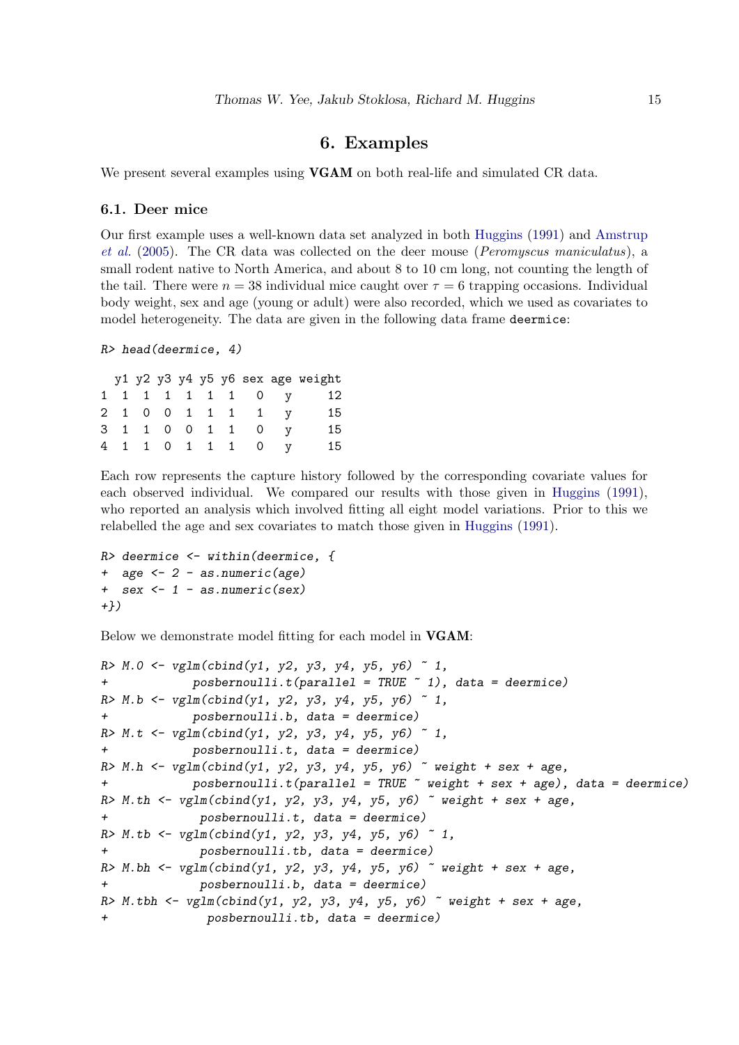## 6. Examples

We present several examples using **VGAM** on both real-life and simulated CR data.

### 6.1. Deer mice

Our first example uses a well-known data set analyzed in both Huggins (1991) and Amstrup *et al.* (2005). The CR data was collected on the deer mouse (*Peromyscus maniculatus*), a small rodent native to North America, and about 8 to 10 cm long, not counting the length of the tail. There were $n = 38$ individual mice caught over $\tau = 6$ trapping occasions. Individual body weight, sex and age (young or adult) were also recorded, which we used as covariates to model heterogeneity. The data are given in the following data frame `deermice`:

```
R> head(deermice, 4)

  y1 y2 y3 y4 y5 y6 sex age weight
1  1  1  1  1  1  1   0   y     12
2  1  0  0  1  1  1   1   y     15
3  1  1  0  0  1  1   0   y     15
4  1  1  0  1  1  1   0   y     15
```

Each row represents the capture history followed by the corresponding covariate values for each observed individual. We compared our results with those given in Huggins (1991), who reported an analysis which involved fitting all eight model variations. Prior to this we relabelled the age and sex covariates to match those given in Huggins (1991).

```
R> deermice <- within(deermice, {
+  age <- 2 - as.numeric(age)
+  sex <- 1 - as.numeric(sex)
+})
```

Below we demonstrate model fitting for each model in **VGAM**:

```
R> M.0 <- vglm(cbind(y1, y2, y3, y4, y5, y6) ~ 1,
+             posbernoulli.t(parallel = TRUE ~ 1), data = deermice)
R> M.b <- vglm(cbind(y1, y2, y3, y4, y5, y6) ~ 1,
+             posbernoulli.b, data = deermice)
R> M.t <- vglm(cbind(y1, y2, y3, y4, y5, y6) ~ 1,
+             posbernoulli.t, data = deermice)
R> M.h <- vglm(cbind(y1, y2, y3, y4, y5, y6) ~ weight + sex + age,
+             posbernoulli.t(parallel = TRUE ~ weight + sex + age), data = deermice)
R> M.th <- vglm(cbind(y1, y2, y3, y4, y5, y6) ~ weight + sex + age,
+              posbernoulli.t, data = deermice)
R> M.tb <- vglm(cbind(y1, y2, y3, y4, y5, y6) ~ 1,
+              posbernoulli.tb, data = deermice)
R> M.bh <- vglm(cbind(y1, y2, y3, y4, y5, y6) ~ weight + sex + age,
+              posbernoulli.b, data = deermice)
R> M.tbh <- vglm(cbind(y1, y2, y3, y4, y5, y6) ~ weight + sex + age,
+               posbernoulli.tb, data = deermice)
```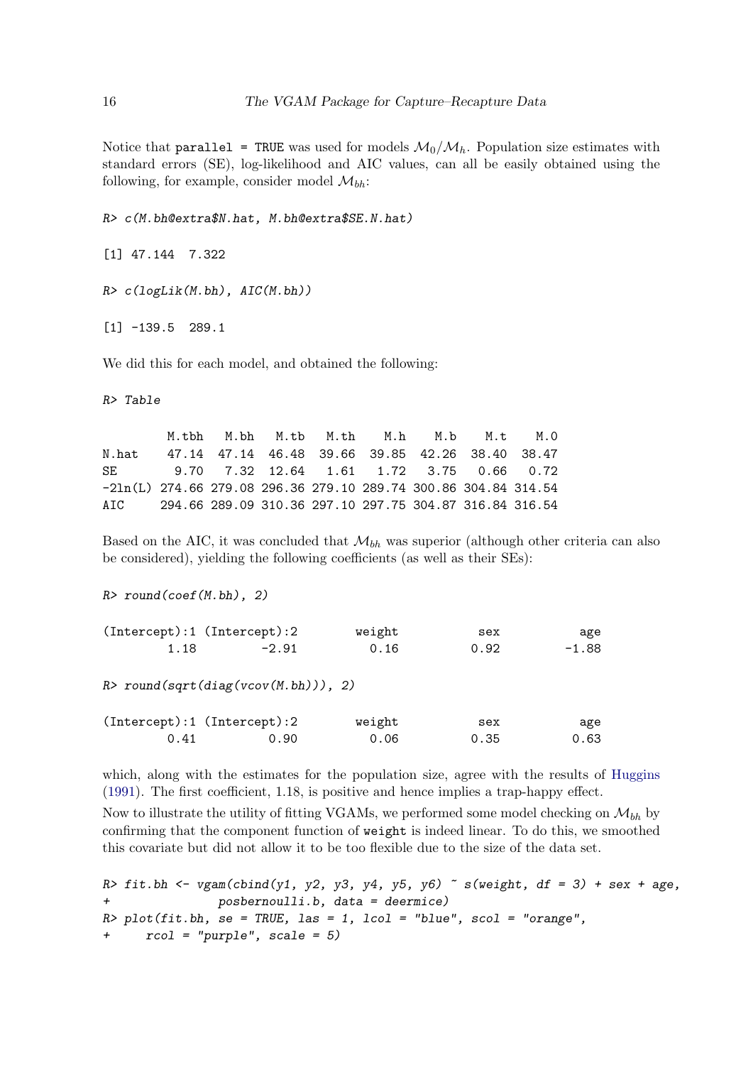Notice that `parallel = TRUE` was used for models $\mathcal{M}_0/\mathcal{M}_h$. Population size estimates with standard errors (SE), log-likelihood and AIC values, can all be easily obtained using the following, for example, consider model $\mathcal{M}_{bh}$:

```
R> c(M.bh@extra$N.hat, M.bh@extra$SE.N.hat)

[1] 47.144  7.322

R> c(logLik(M.bh), AIC(M.bh))

[1] -139.5  289.1
```

We did this for each model, and obtained the following:

```
R> Table

         M.tbh   M.bh   M.tb   M.th    M.h    M.b    M.t    M.0
N.hat    47.14  47.14  46.48  39.66  39.85  42.26  38.40  38.47
SE        9.70   7.32  12.64   1.61   1.72   3.75   0.66   0.72
-2ln(L) 274.66 279.08 296.36 279.10 289.74 300.86 304.84 314.54
AIC     294.66 289.09 310.36 297.10 297.75 304.87 316.84 316.54
```

Based on the AIC, it was concluded that $\mathcal{M}_{bh}$ was superior (although other criteria can also be considered), yielding the following coefficients (as well as their SEs):

```
R> round(coef(M.bh), 2)

(Intercept):1 (Intercept):2        weight           sex           age 
         1.18         -2.91          0.16          0.92         -1.88 

R> round(sqrt(diag(vcov(M.bh))), 2)

(Intercept):1 (Intercept):2        weight           sex           age 
         0.41          0.90          0.06          0.35          0.63 
```

which, along with the estimates for the population size, agree with the results of Huggins (1991). The first coefficient, 1.18, is positive and hence implies a trap-happy effect.

Now to illustrate the utility of fitting VGAMs, we performed some model checking on $\mathcal{M}_{bh}$ by confirming that the component function of `weight` is indeed linear. To do this, we smoothed this covariate but did not allow it to be too flexible due to the size of the data set.

```
R> fit.bh <- vgam(cbind(y1, y2, y3, y4, y5, y6) ~ s(weight, df = 3) + sex + age,
+                posbernoulli.b, data = deermice)
R> plot(fit.bh, se = TRUE, las = 1, lcol = "blue", scol = "orange",
+      rcol = "purple", scale = 5)
```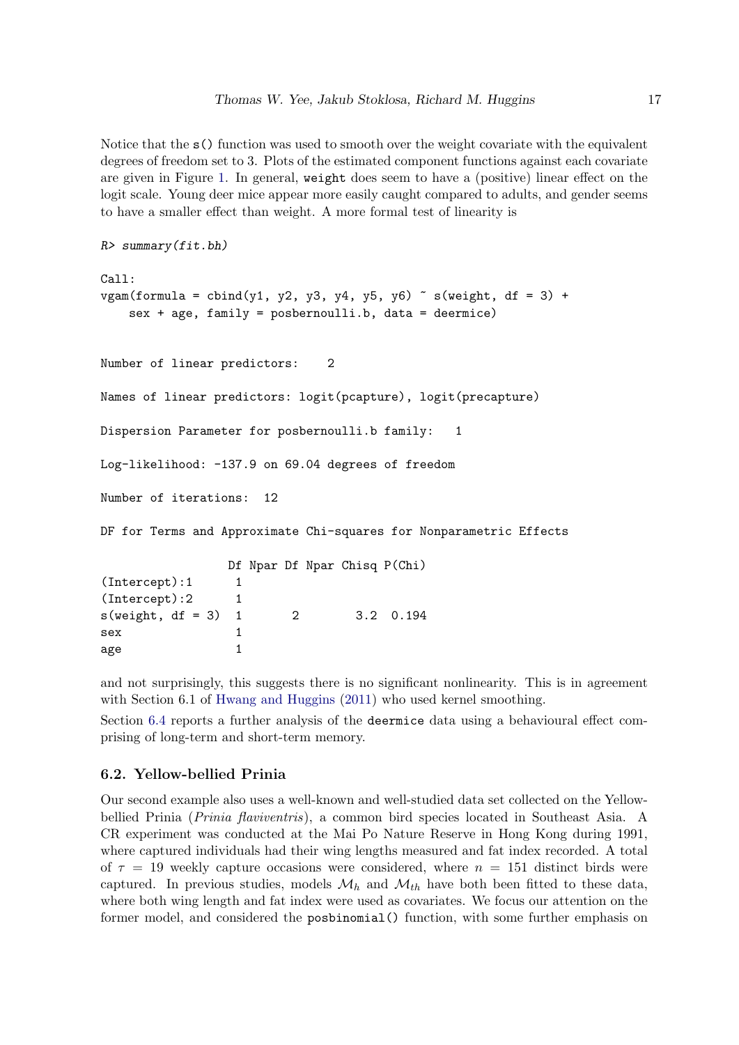Notice that the `s()` function was used to smooth over the weight covariate with the equivalent degrees of freedom set to 3. Plots of the estimated component functions against each covariate are given in Figure 1. In general, `weight` does seem to have a (positive) linear effect on the logit scale. Young deer mice appear more easily caught compared to adults, and gender seems to have a smaller effect than weight. A more formal test of linearity is

```
R> summary(fit.bh)

Call:
vgam(formula = cbind(y1, y2, y3, y4, y5, y6) ~ s(weight, df = 3) +
    sex + age, family = posbernoulli.b, data = deermice)


Number of linear predictors:    2

Names of linear predictors: logit(pcapture), logit(precapture)

Dispersion Parameter for posbernoulli.b family:   1

Log-likelihood: -137.9 on 69.04 degrees of freedom

Number of iterations:  12

DF for Terms and Approximate Chi-squares for Nonparametric Effects

                  Df Npar Df Npar Chisq P(Chi)
(Intercept):1      1
(Intercept):2      1
s(weight, df = 3)  1       2        3.2  0.194
sex                1
age                1
```

and not surprisingly, this suggests there is no significant nonlinearity. This is in agreement with Section 6.1 of Hwang and Huggins (2011) who used kernel smoothing.

Section 6.4 reports a further analysis of the `deermice` data using a behavioural effect comprising of long-term and short-term memory.

### 6.2. Yellow-bellied Prinia

Our second example also uses a well-known and well-studied data set collected on the Yellow-bellied Prinia (*Prinia flaviventris*), a common bird species located in Southeast Asia. A CR experiment was conducted at the Mai Po Nature Reserve in Hong Kong during 1991, where captured individuals had their wing lengths measured and fat index recorded. A total of $\tau = 19$ weekly capture occasions were considered, where $n = 151$ distinct birds were captured. In previous studies, models $\mathcal{M}_h$ and $\mathcal{M}_{th}$ have both been fitted to these data, where both wing length and fat index were used as covariates. We focus our attention on the former model, and considered the `posbinomial()` function, with some further emphasis on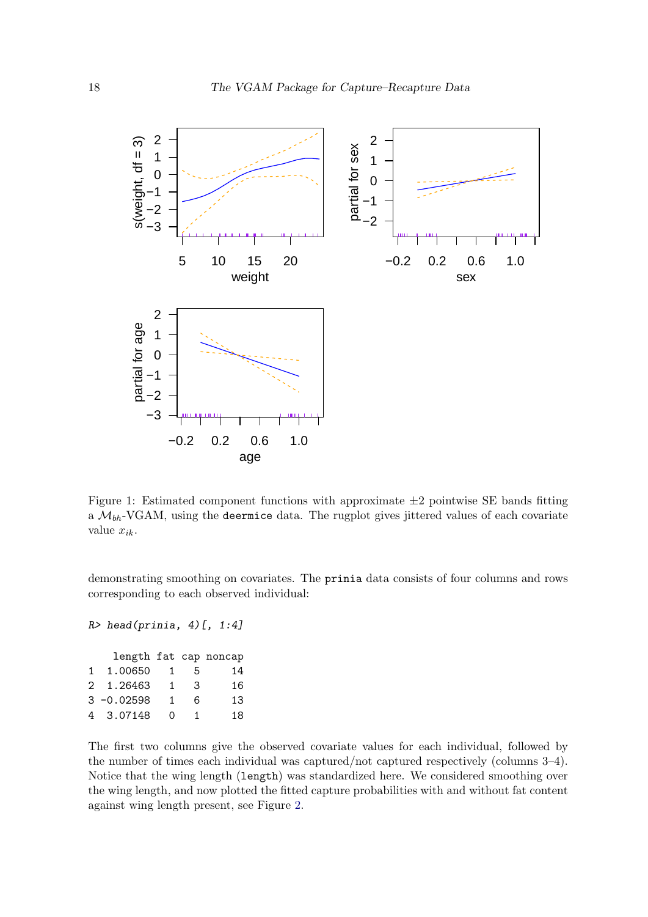Figure 1: Estimated component functions with approximate ±2 pointwise SE bands fitting a $\mathcal{M}_{bh}$-VGAM, using the `deermice` data. The rugplot gives jittered values of each covariate value $x_{ik}$.

demonstrating smoothing on covariates. The `prinia` data consists of four columns and rows corresponding to each observed individual:

```
R> head(prinia, 4)[, 1:4]

    length fat cap noncap
1  1.00650   1   5     14
2  1.26463   1   3     16
3 -0.02598   1   6     13
4  3.07148   0   1     18
```

The first two columns give the observed covariate values for each individual, followed by the number of times each individual was captured/not captured respectively (columns 3–4). Notice that the wing length (`length`) was standardized here. We considered smoothing over the wing length, and now plotted the fitted capture probabilities with and without fat content against wing length present, see Figure 2.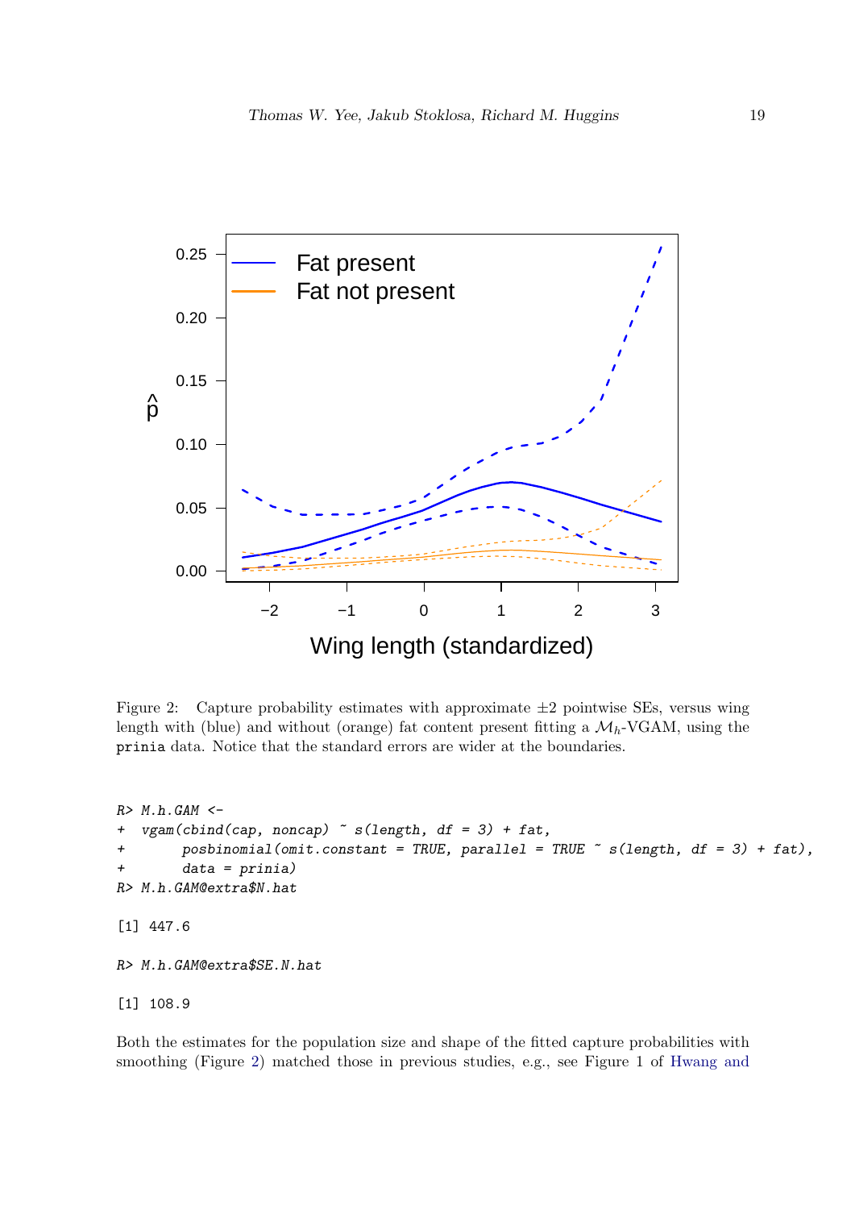Figure 2: Capture probability estimates with approximate ±2 pointwise SEs, versus wing length with (blue) and without (orange) fat content present fitting a $\mathcal{M}_h$-VGAM, using the `prinia` data. Notice that the standard errors are wider at the boundaries.

```
R> M.h.GAM <-
+   vgam(cbind(cap, noncap) ~ s(length, df = 3) + fat,
+        posbinomial(omit.constant = TRUE, parallel = TRUE ~ s(length, df = 3) + fat),
+        data = prinia)
R> M.h.GAM@extra$N.hat

[1] 447.6

R> M.h.GAM@extra$SE.N.hat

[1] 108.9
```

Both the estimates for the population size and shape of the fitted capture probabilities with smoothing (Figure 2) matched those in previous studies, e.g., see Figure 1 of Hwang and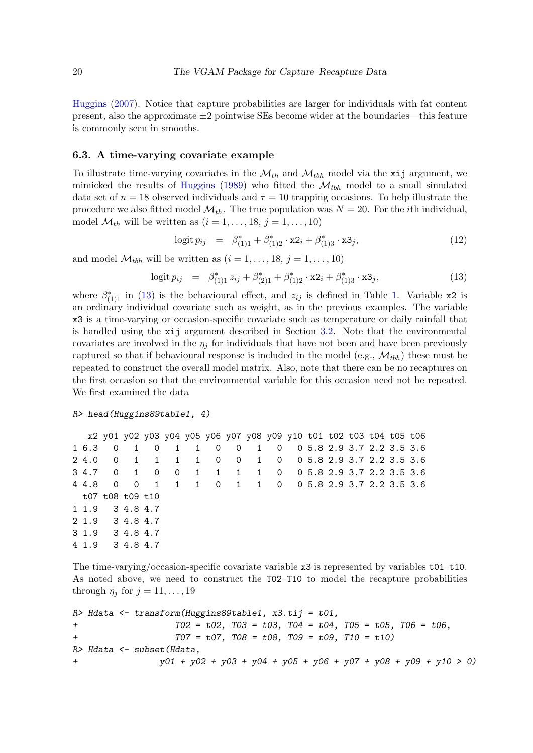Huggins (2007). Notice that capture probabilities are larger for individuals with fat content present, also the approximate ±2 pointwise SEs become wider at the boundaries—this feature is commonly seen in smooths.

### 6.3. A time-varying covariate example

To illustrate time-varying covariates in the $\mathcal{M}_{th}$ and $\mathcal{M}_{tbh}$ model via the `xij` argument, we mimicked the results of Huggins (1989) who fitted the $\mathcal{M}_{tbh}$ model to a small simulated data set of $n = 18$ observed individuals and $\tau = 10$ trapping occasions. To help illustrate the procedure we also fitted model $\mathcal{M}_{th}$. The true population was $N = 20$. For the $i$th individual, model $\mathcal{M}_{th}$ will be written as $(i = 1, \ldots, 18,\ j = 1, \ldots, 10)$

$$\operatorname{logit} p_{ij} \quad = \quad \beta^{*}_{(1)1} + \beta^{*}_{(1)2} \cdot \texttt{x2}_i + \beta^{*}_{(1)3} \cdot \texttt{x3}_j, \tag{12}$$

and model $\mathcal{M}_{tbh}$ will be written as $(i = 1, \ldots, 18,\ j = 1, \ldots, 10)$

$$\operatorname{logit} p_{ij} \quad = \quad \beta^{*}_{(1)1}\, z_{ij} + \beta^{*}_{(2)1} + \beta^{*}_{(1)2} \cdot \texttt{x2}_i + \beta^{*}_{(1)3} \cdot \texttt{x3}_j, \tag{13}$$

where $\beta^{*}_{(1)1}$ in (13) is the behavioural effect, and $z_{ij}$ is defined in Table 1. Variable `x2` is an ordinary individual covariate such as weight, as in the previous examples. The variable `x3` is a time-varying or occasion-specific covariate such as temperature or daily rainfall that is handled using the `xij` argument described in Section 3.2. Note that the environmental covariates are involved in the $\eta_j$ for individuals that have not been and have been previously captured so that if behavioural response is included in the model (e.g., $\mathcal{M}_{tbh}$) these must be repeated to construct the overall model matrix. Also, note that there can be no recaptures on the first occasion so that the environmental variable for this occasion need not be repeated. We first examined the data

```
R> head(Huggins89table1, 4)

   x2 y01 y02 y03 y04 y05 y06 y07 y08 y09 y10 t01 t02 t03 t04 t05 t06
1 6.3   0   1   0   1   1   0   0   1   0   0 5.8 2.9 3.7 2.2 3.5 3.6
2 4.0   0   1   1   1   1   0   0   1   0   0 5.8 2.9 3.7 2.2 3.5 3.6
3 4.7   0   1   0   0   1   1   1   1   0   0 5.8 2.9 3.7 2.2 3.5 3.6
4 4.8   0   0   1   1   1   0   1   1   0   0 5.8 2.9 3.7 2.2 3.5 3.6
  t07 t08 t09 t10
1 1.9   3 4.8 4.7
2 1.9   3 4.8 4.7
3 1.9   3 4.8 4.7
4 1.9   3 4.8 4.7
```

The time-varying/occasion-specific covariate variable `x3` is represented by variables `t01`–`t10`. As noted above, we need to construct the `T02`–`T10` to model the recapture probabilities through $\eta_j$ for $j = 11, \ldots, 19$

```
R> Hdata <- transform(Huggins89table1, x3.tij = t01,
+                     T02 = t02, T03 = t03, T04 = t04, T05 = t05, T06 = t06,
+                     T07 = t07, T08 = t08, T09 = t09, T10 = t10)
R> Hdata <- subset(Hdata,
+                 y01 + y02 + y03 + y04 + y05 + y06 + y07 + y08 + y09 + y10 > 0)
```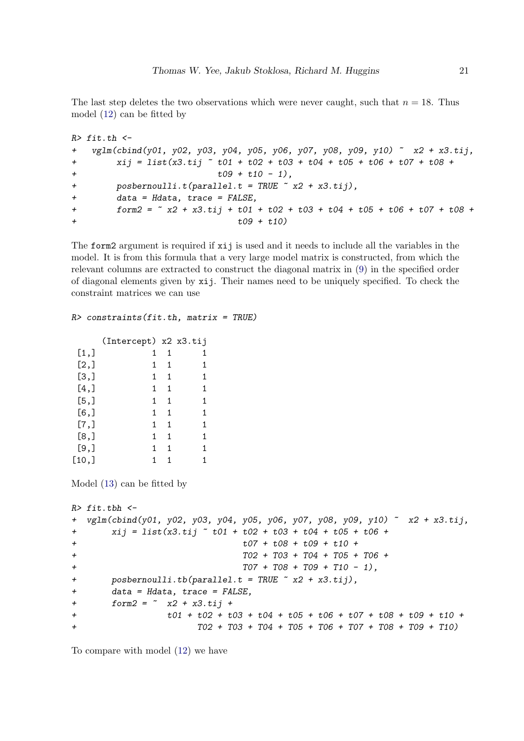The last step deletes the two observations which were never caught, such that $n = 18$. Thus model (12) can be fitted by

```
R> fit.th <-
+   vglm(cbind(y01, y02, y03, y04, y05, y06, y07, y08, y09, y10) ~  x2 + x3.tij,
+        xij = list(x3.tij ~ t01 + t02 + t03 + t04 + t05 + t06 + t07 + t08 +
+                            t09 + t10 - 1),
+        posbernoulli.t(parallel.t = TRUE ~ x2 + x3.tij),
+        data = Hdata, trace = FALSE,
+        form2 = ~ x2 + x3.tij + t01 + t02 + t03 + t04 + t05 + t06 + t07 + t08 +
+                                t09 + t10)
```

The form2 argument is required if xij is used and it needs to include all the variables in the model. It is from this formula that a very large model matrix is constructed, from which the relevant columns are extracted to construct the diagonal matrix in (9) in the specified order of diagonal elements given by xij. Their names need to be uniquely specified. To check the constraint matrices we can use

```
R> constraints(fit.th, matrix = TRUE)

      (Intercept) x2 x3.tij
 [1,]           1  1      1
 [2,]           1  1      1
 [3,]           1  1      1
 [4,]           1  1      1
 [5,]           1  1      1
 [6,]           1  1      1
 [7,]           1  1      1
 [8,]           1  1      1
 [9,]           1  1      1
[10,]           1  1      1
```

Model (13) can be fitted by

```
R> fit.tbh <-
+  vglm(cbind(y01, y02, y03, y04, y05, y06, y07, y08, y09, y10) ~  x2 + x3.tij,
+       xij = list(x3.tij ~ t01 + t02 + t03 + t04 + t05 + t06 +
+                           t07 + t08 + t09 + t10 +
+                           T02 + T03 + T04 + T05 + T06 +
+                           T07 + T08 + T09 + T10 - 1),
+       posbernoulli.tb(parallel.t = TRUE ~ x2 + x3.tij),
+       data = Hdata, trace = FALSE,
+       form2 = ~  x2 + x3.tij +
+                t01 + t02 + t03 + t04 + t05 + t06 + t07 + t08 + t09 + t10 +
+                     T02 + T03 + T04 + T05 + T06 + T07 + T08 + T09 + T10)
```

To compare with model (12) we have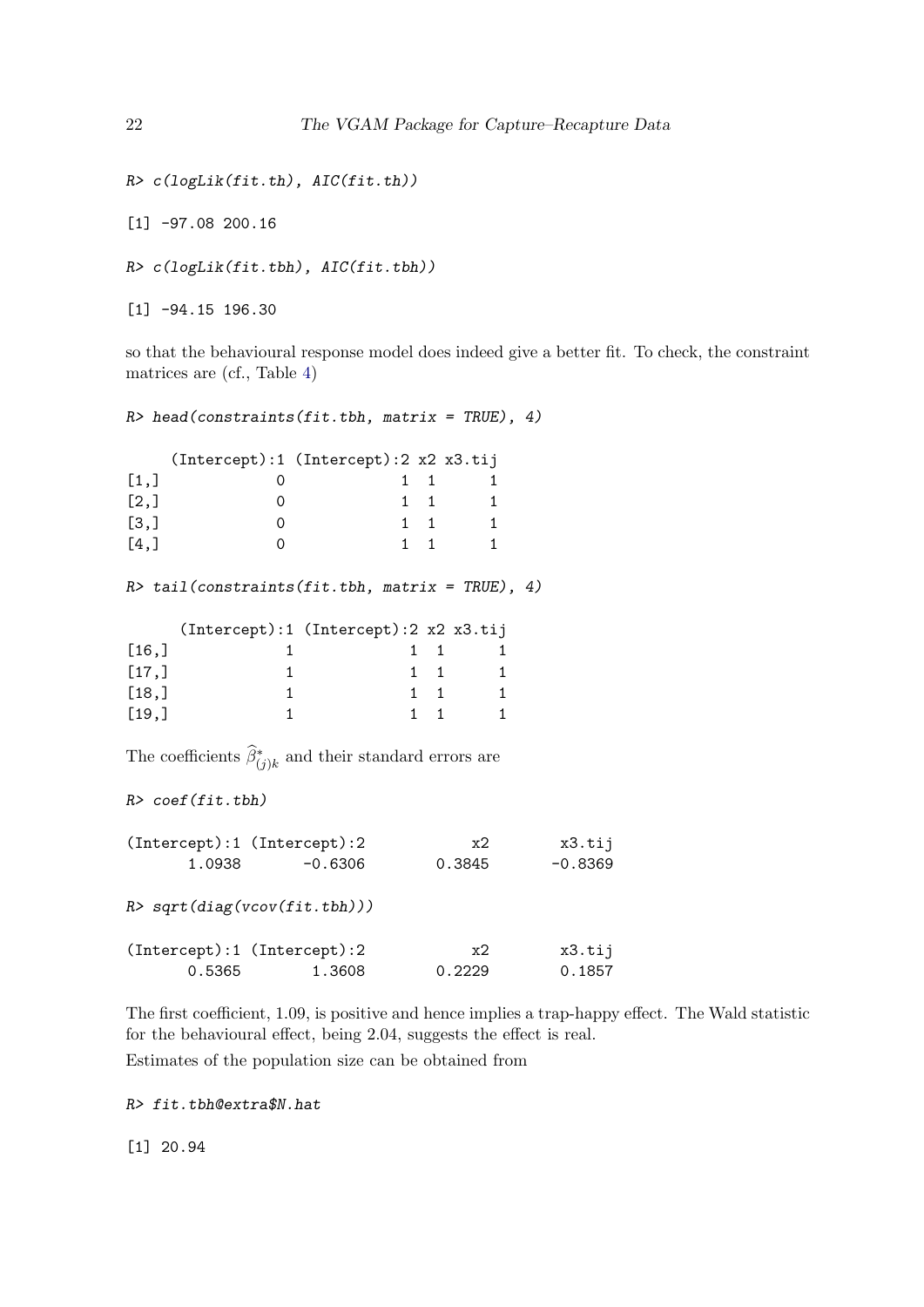```
R> c(logLik(fit.th), AIC(fit.th))

[1] -97.08 200.16

R> c(logLik(fit.tbh), AIC(fit.tbh))

[1] -94.15 196.30
```

so that the behavioural response model does indeed give a better fit. To check, the constraint matrices are (cf., Table 4)

```
R> head(constraints(fit.tbh, matrix = TRUE), 4)

     (Intercept):1 (Intercept):2 x2 x3.tij
[1,]             0             1  1      1
[2,]             0             1  1      1
[3,]             0             1  1      1
[4,]             0             1  1      1

R> tail(constraints(fit.tbh, matrix = TRUE), 4)

      (Intercept):1 (Intercept):2 x2 x3.tij
[16,]             1             1  1      1
[17,]             1             1  1      1
[18,]             1             1  1      1
[19,]             1             1  1      1
```

The coefficients $\widehat{\beta}^*_{(j)k}$ and their standard errors are

```
R> coef(fit.tbh)

(Intercept):1 (Intercept):2            x2        x3.tij
       1.0938       -0.6306        0.3845       -0.8369

R> sqrt(diag(vcov(fit.tbh)))

(Intercept):1 (Intercept):2            x2        x3.tij
       0.5365        1.3608        0.2229        0.1857
```

The first coefficient, 1.09, is positive and hence implies a trap-happy effect. The Wald statistic for the behavioural effect, being 2.04, suggests the effect is real.

Estimates of the population size can be obtained from

```
R> fit.tbh@extra$N.hat

[1] 20.94
```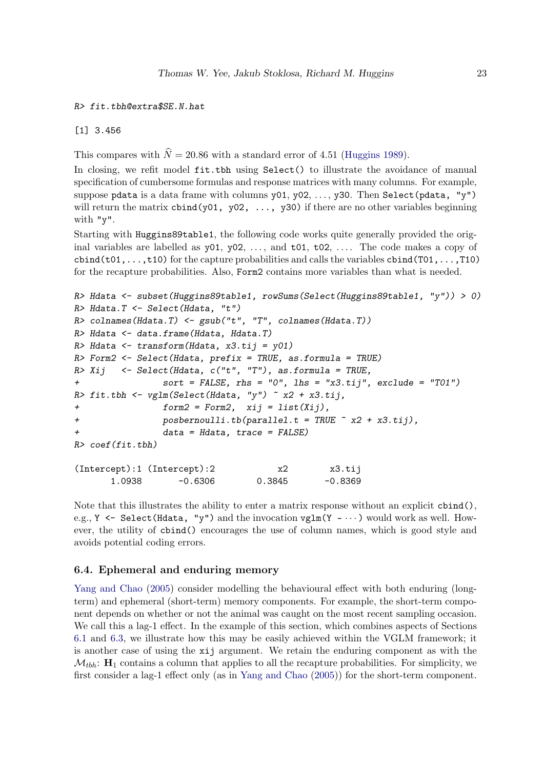```
R> fit.tbh@extra$SE.N.hat

[1] 3.456
```

This compares with $\widehat{N} = 20.86$ with a standard error of 4.51 (Huggins 1989).

In closing, we refit model `fit.tbh` using `Select()` to illustrate the avoidance of manual specification of cumbersome formulas and response matrices with many columns. For example, suppose `pdata` is a data frame with columns `y01`, `y02`, ..., `y30`. Then `Select(pdata, "y")` will return the matrix `cbind(y01, y02, ..., y30)` if there are no other variables beginning with `"y"`.

Starting with `Huggins89table1`, the following code works quite generally provided the original variables are labelled as `y01`, `y02`, ..., and `t01`, `t02`, .... The code makes a copy of `cbind(t01,...,t10)` for the capture probabilities and calls the variables `cbind(T01,...,T10)` for the recapture probabilities. Also, `Form2` contains more variables than what is needed.

```
R> Hdata <- subset(Huggins89table1, rowSums(Select(Huggins89table1, "y")) > 0)
R> Hdata.T <- Select(Hdata, "t")
R> colnames(Hdata.T) <- gsub("t", "T", colnames(Hdata.T))
R> Hdata <- data.frame(Hdata, Hdata.T)
R> Hdata <- transform(Hdata, x3.tij = y01)
R> Form2 <- Select(Hdata, prefix = TRUE, as.formula = TRUE)
R> Xij   <- Select(Hdata, c("t", "T"), as.formula = TRUE,
+               sort = FALSE, rhs = "0", lhs = "x3.tij", exclude = "T01")
R> fit.tbh <- vglm(Select(Hdata, "y") ~ x2 + x3.tij,
+               form2 = Form2,  xij = list(Xij),
+               posbernoulli.tb(parallel.t = TRUE ~ x2 + x3.tij),
+               data = Hdata, trace = FALSE)
R> coef(fit.tbh)

(Intercept):1 (Intercept):2            x2        x3.tij
       1.0938       -0.6306        0.3845       -0.8369
```

Note that this illustrates the ability to enter a matrix response without an explicit `cbind()`, e.g., `Y <- Select(Hdata, "y")` and the invocation `vglm(Y ~ ...)` would work as well. However, the utility of `cbind()` encourages the use of column names, which is good style and avoids potential coding errors.

### 6.4. Ephemeral and enduring memory

Yang and Chao (2005) consider modelling the behavioural effect with both enduring (long-term) and ephemeral (short-term) memory components. For example, the short-term component depends on whether or not the animal was caught on the most recent sampling occasion. We call this a lag-1 effect. In the example of this section, which combines aspects of Sections 6.1 and 6.3, we illustrate how this may be easily achieved within the VGLM framework; it is another case of using the `xij` argument. We retain the enduring component as with the $\mathcal{M}_{tbh}$: $\mathbf{H}_1$ contains a column that applies to all the recapture probabilities. For simplicity, we first consider a lag-1 effect only (as in Yang and Chao (2005)) for the short-term component.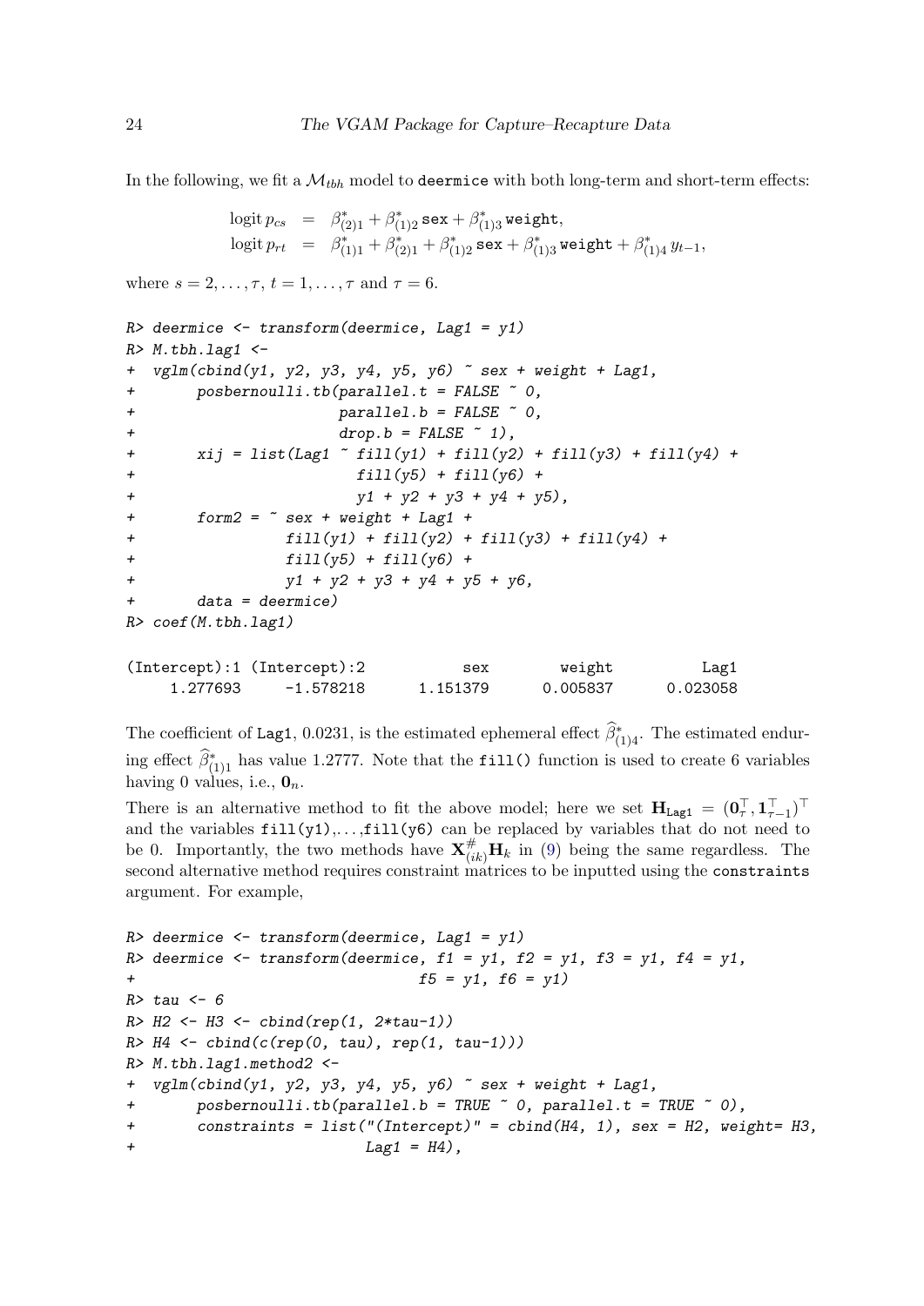In the following, we fit a $\mathcal{M}_{tbh}$ model to `deermice` with both long-term and short-term effects:

$$
\begin{aligned}
\operatorname{logit} p_{cs} &= \beta^*_{(2)1} + \beta^*_{(1)2}\, \texttt{sex} + \beta^*_{(1)3}\, \texttt{weight}, \\
\operatorname{logit} p_{rt} &= \beta^*_{(1)1} + \beta^*_{(2)1} + \beta^*_{(1)2}\, \texttt{sex} + \beta^*_{(1)3}\, \texttt{weight} + \beta^*_{(1)4}\, y_{t-1},
\end{aligned}
$$

where $s = 2, \ldots, \tau$, $t = 1, \ldots, \tau$ and $\tau = 6$.

```
R> deermice <- transform(deermice, Lag1 = y1)
R> M.tbh.lag1 <-
+  vglm(cbind(y1, y2, y3, y4, y5, y6) ~ sex + weight + Lag1,
+       posbernoulli.tb(parallel.t = FALSE ~ 0,
+                       parallel.b = FALSE ~ 0,
+                       drop.b = FALSE ~ 1),
+       xij = list(Lag1 ~ fill(y1) + fill(y2) + fill(y3) + fill(y4) +
+                         fill(y5) + fill(y6) +
+                         y1 + y2 + y3 + y4 + y5),
+       form2 = ~ sex + weight + Lag1 +
+                 fill(y1) + fill(y2) + fill(y3) + fill(y4) +
+                 fill(y5) + fill(y6) +
+                 y1 + y2 + y3 + y4 + y5 + y6,
+       data = deermice)
R> coef(M.tbh.lag1)

(Intercept):1 (Intercept):2           sex        weight          Lag1
     1.277693     -1.578218      1.151379      0.005837      0.023058
```

The coefficient of `Lag1`, 0.0231, is the estimated ephemeral effect $\widehat{\beta}^*_{(1)4}$. The estimated enduring effect $\widehat{\beta}^*_{(1)1}$ has value 1.2777. Note that the `fill()` function is used to create 6 variables having 0 values, i.e., $\mathbf{0}_n$.

There is an alternative method to fit the above model; here we set $\mathbf{H}_{\texttt{Lag1}} = (\mathbf{0}_\tau^\top, \mathbf{1}_{\tau-1}^\top)^\top$ and the variables `fill(y1)`,...,`fill(y6)` can be replaced by variables that do not need to be 0. Importantly, the two methods have $\mathbf{X}^{\#}_{(ik)}\mathbf{H}_k$ in (9) being the same regardless. The second alternative method requires constraint matrices to be inputted using the `constraints` argument. For example,

```
R> deermice <- transform(deermice, Lag1 = y1)
R> deermice <- transform(deermice, f1 = y1, f2 = y1, f3 = y1, f4 = y1,
+                                  f5 = y1, f6 = y1)
R> tau <- 6
R> H2 <- H3 <- cbind(rep(1, 2*tau-1))
R> H4 <- cbind(c(rep(0, tau), rep(1, tau-1)))
R> M.tbh.lag1.method2 <-
+  vglm(cbind(y1, y2, y3, y4, y5, y6) ~ sex + weight + Lag1,
+       posbernoulli.tb(parallel.b = TRUE ~ 0, parallel.t = TRUE ~ 0),
+       constraints = list("(Intercept)" = cbind(H4, 1), sex = H2, weight= H3,
+                          Lag1 = H4),
```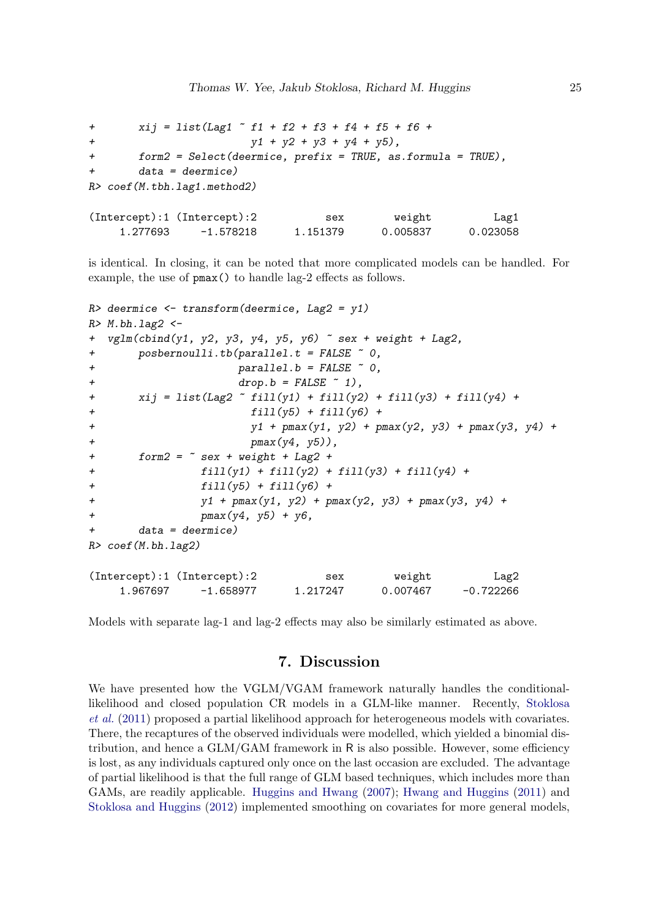```
+       xij = list(Lag1 ~ f1 + f2 + f3 + f4 + f5 + f6 +
+                         y1 + y2 + y3 + y4 + y5),
+       form2 = Select(deermice, prefix = TRUE, as.formula = TRUE),
+       data = deermice)
R> coef(M.tbh.lag1.method2)

(Intercept):1 (Intercept):2           sex        weight          Lag1
     1.277693     -1.578218      1.151379      0.005837      0.023058
```

is identical. In closing, it can be noted that more complicated models can be handled. For example, the use of pmax() to handle lag-2 effects as follows.

```
R> deermice <- transform(deermice, Lag2 = y1)
R> M.bh.lag2 <-
+  vglm(cbind(y1, y2, y3, y4, y5, y6) ~ sex + weight + Lag2,
+       posbernoulli.tb(parallel.t = FALSE ~ 0,
+                       parallel.b = FALSE ~ 0,
+                       drop.b = FALSE ~ 1),
+       xij = list(Lag2 ~ fill(y1) + fill(y2) + fill(y3) + fill(y4) +
+                         fill(y5) + fill(y6) +
+                         y1 + pmax(y1, y2) + pmax(y2, y3) + pmax(y3, y4) +
+                         pmax(y4, y5)),
+       form2 = ~ sex + weight + Lag2 +
+                 fill(y1) + fill(y2) + fill(y3) + fill(y4) +
+                 fill(y5) + fill(y6) +
+                 y1 + pmax(y1, y2) + pmax(y2, y3) + pmax(y3, y4) +
+                 pmax(y4, y5) + y6,
+       data = deermice)
R> coef(M.bh.lag2)

(Intercept):1 (Intercept):2           sex        weight          Lag2
     1.967697     -1.658977      1.217247      0.007467     -0.722266
```

Models with separate lag-1 and lag-2 effects may also be similarly estimated as above.

## 7. Discussion

We have presented how the VGLM/VGAM framework naturally handles the conditional-likelihood and closed population CR models in a GLM-like manner. Recently, Stoklosa *et al.* (2011) proposed a partial likelihood approach for heterogeneous models with covariates. There, the recaptures of the observed individuals were modelled, which yielded a binomial distribution, and hence a GLM/GAM framework in R is also possible. However, some efficiency is lost, as any individuals captured only once on the last occasion are excluded. The advantage of partial likelihood is that the full range of GLM based techniques, which includes more than GAMs, are readily applicable. Huggins and Hwang (2007); Hwang and Huggins (2011) and Stoklosa and Huggins (2012) implemented smoothing on covariates for more general models,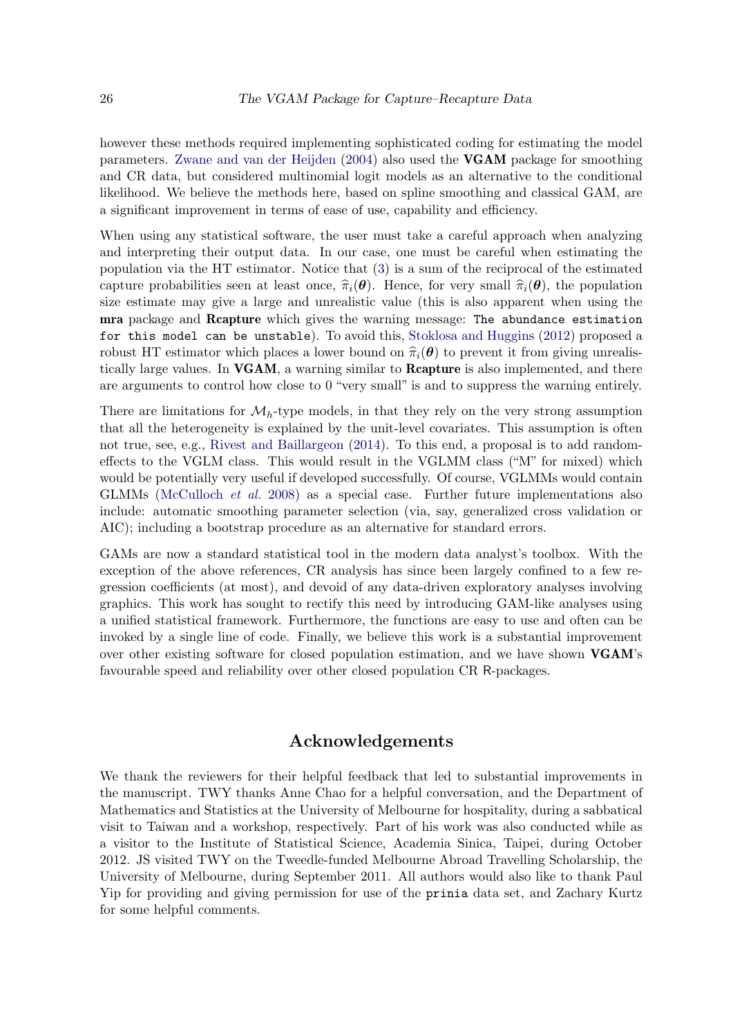however these methods required implementing sophisticated coding for estimating the model parameters. Zwane and van der Heijden (2004) also used the **VGAM** package for smoothing and CR data, but considered multinomial logit models as an alternative to the conditional likelihood. We believe the methods here, based on spline smoothing and classical GAM, are a significant improvement in terms of ease of use, capability and efficiency.

When using any statistical software, the user must take a careful approach when analyzing and interpreting their output data. In our case, one must be careful when estimating the population via the HT estimator. Notice that (3) is a sum of the reciprocal of the estimated capture probabilities seen at least once, $\widehat{\pi}_i(\boldsymbol{\theta})$. Hence, for very small $\widehat{\pi}_i(\boldsymbol{\theta})$, the population size estimate may give a large and unrealistic value (this is also apparent when using the **mra** package and **Rcapture** which gives the warning message: `The abundance estimation for this model can be unstable`). To avoid this, Stoklosa and Huggins (2012) proposed a robust HT estimator which places a lower bound on $\widehat{\pi}_i(\boldsymbol{\theta})$ to prevent it from giving unrealistically large values. In **VGAM**, a warning similar to **Rcapture** is also implemented, and there are arguments to control how close to 0 "very small" is and to suppress the warning entirely.

There are limitations for $\mathcal{M}_h$-type models, in that they rely on the very strong assumption that all the heterogeneity is explained by the unit-level covariates. This assumption is often not true, see, e.g., Rivest and Baillargeon (2014). To this end, a proposal is to add random-effects to the VGLM class. This would result in the VGLMM class ("M" for mixed) which would be potentially very useful if developed successfully. Of course, VGLMMs would contain GLMMs (McCulloch *et al.* 2008) as a special case. Further future implementations also include: automatic smoothing parameter selection (via, say, generalized cross validation or AIC); including a bootstrap procedure as an alternative for standard errors.

GAMs are now a standard statistical tool in the modern data analyst's toolbox. With the exception of the above references, CR analysis has since been largely confined to a few regression coefficients (at most), and devoid of any data-driven exploratory analyses involving graphics. This work has sought to rectify this need by introducing GAM-like analyses using a unified statistical framework. Furthermore, the functions are easy to use and often can be invoked by a single line of code. Finally, we believe this work is a substantial improvement over other existing software for closed population estimation, and we have shown **VGAM**'s favourable speed and reliability over other closed population CR R-packages.

## Acknowledgements

We thank the reviewers for their helpful feedback that led to substantial improvements in the manuscript. TWY thanks Anne Chao for a helpful conversation, and the Department of Mathematics and Statistics at the University of Melbourne for hospitality, during a sabbatical visit to Taiwan and a workshop, respectively. Part of his work was also conducted while as a visitor to the Institute of Statistical Science, Academia Sinica, Taipei, during October 2012. JS visited TWY on the Tweedle-funded Melbourne Abroad Travelling Scholarship, the University of Melbourne, during September 2011. All authors would also like to thank Paul Yip for providing and giving permission for use of the `prinia` data set, and Zachary Kurtz for some helpful comments.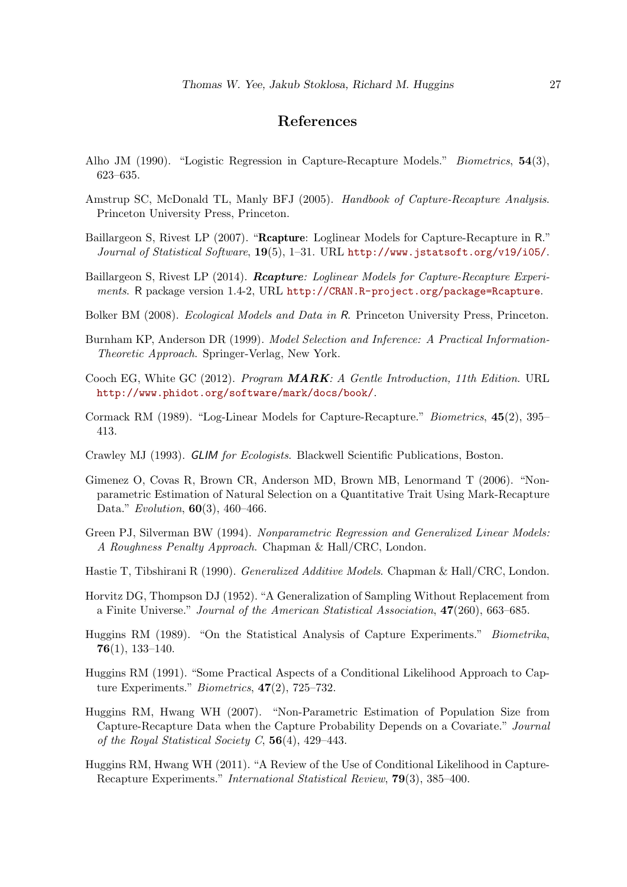## References

Alho JM (1990). "Logistic Regression in Capture-Recapture Models." *Biometrics*, **54**(3), 623–635.

Amstrup SC, McDonald TL, Manly BFJ (2005). *Handbook of Capture-Recapture Analysis*. Princeton University Press, Princeton.

Baillargeon S, Rivest LP (2007). "**Rcapture**: Loglinear Models for Capture-Recapture in R." *Journal of Statistical Software*, **19**(5), 1–31. URL http://www.jstatsoft.org/v19/i05/.

Baillargeon S, Rivest LP (2014). ***Rcapture**: Loglinear Models for Capture-Recapture Experiments*. R package version 1.4-2, URL http://CRAN.R-project.org/package=Rcapture.

Bolker BM (2008). *Ecological Models and Data in R*. Princeton University Press, Princeton.

Burnham KP, Anderson DR (1999). *Model Selection and Inference: A Practical Information-Theoretic Approach*. Springer-Verlag, New York.

Cooch EG, White GC (2012). *Program **MARK**: A Gentle Introduction, 11th Edition*. URL http://www.phidot.org/software/mark/docs/book/.

Cormack RM (1989). "Log-Linear Models for Capture-Recapture." *Biometrics*, **45**(2), 395–413.

Crawley MJ (1993). *GLIM for Ecologists*. Blackwell Scientific Publications, Boston.

Gimenez O, Covas R, Brown CR, Anderson MD, Brown MB, Lenormand T (2006). "Nonparametric Estimation of Natural Selection on a Quantitative Trait Using Mark-Recapture Data." *Evolution*, **60**(3), 460–466.

Green PJ, Silverman BW (1994). *Nonparametric Regression and Generalized Linear Models: A Roughness Penalty Approach*. Chapman & Hall/CRC, London.

Hastie T, Tibshirani R (1990). *Generalized Additive Models*. Chapman & Hall/CRC, London.

Horvitz DG, Thompson DJ (1952). "A Generalization of Sampling Without Replacement from a Finite Universe." *Journal of the American Statistical Association*, **47**(260), 663–685.

Huggins RM (1989). "On the Statistical Analysis of Capture Experiments." *Biometrika*, **76**(1), 133–140.

Huggins RM (1991). "Some Practical Aspects of a Conditional Likelihood Approach to Capture Experiments." *Biometrics*, **47**(2), 725–732.

Huggins RM, Hwang WH (2007). "Non-Parametric Estimation of Population Size from Capture-Recapture Data when the Capture Probability Depends on a Covariate." *Journal of the Royal Statistical Society C*, **56**(4), 429–443.

Huggins RM, Hwang WH (2011). "A Review of the Use of Conditional Likelihood in Capture-Recapture Experiments." *International Statistical Review*, **79**(3), 385–400.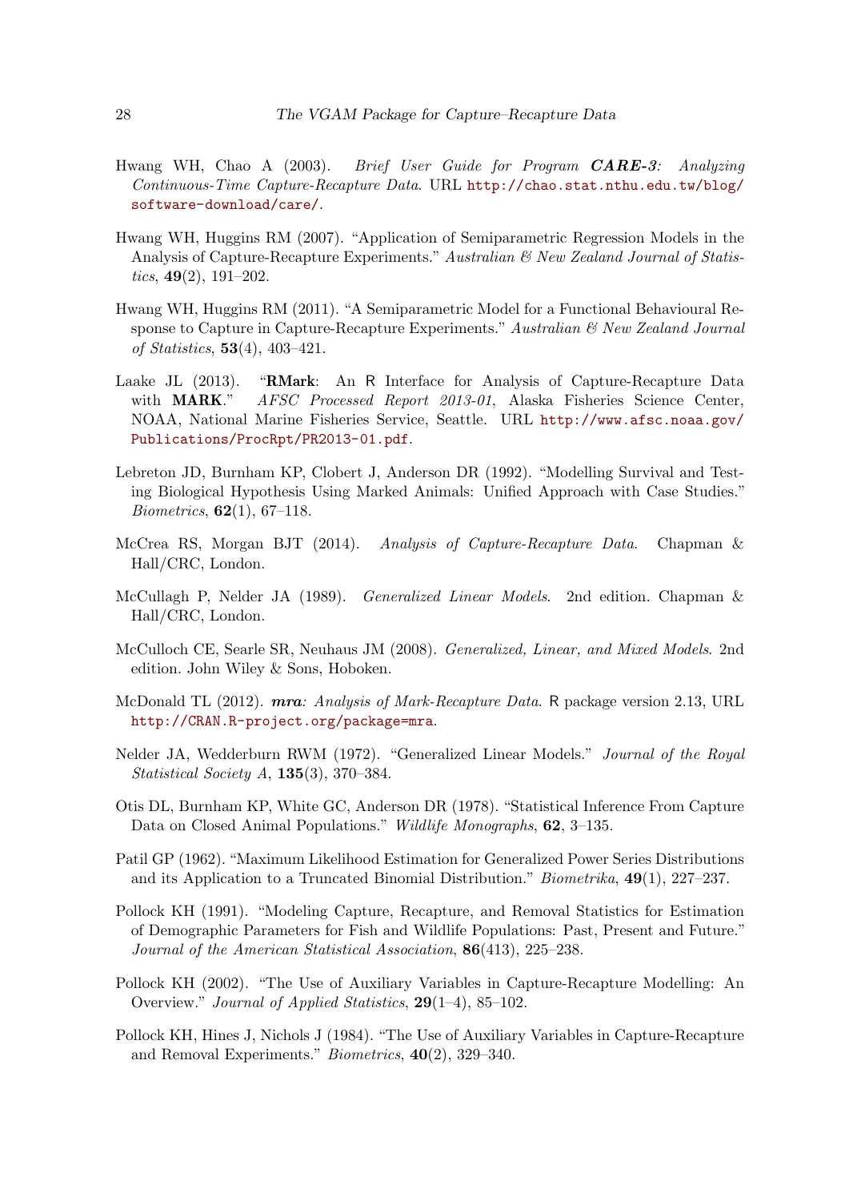Hwang WH, Chao A (2003). *Brief User Guide for Program **CARE-3**: Analyzing Continuous-Time Capture-Recapture Data*. URL http://chao.stat.nthu.edu.tw/blog/software-download/care/.

Hwang WH, Huggins RM (2007). "Application of Semiparametric Regression Models in the Analysis of Capture-Recapture Experiments." *Australian & New Zealand Journal of Statistics*, **49**(2), 191–202.

Hwang WH, Huggins RM (2011). "A Semiparametric Model for a Functional Behavioural Response to Capture in Capture-Recapture Experiments." *Australian & New Zealand Journal of Statistics*, **53**(4), 403–421.

Laake JL (2013). "**RMark**: An R Interface for Analysis of Capture-Recapture Data with **MARK**." *AFSC Processed Report 2013-01*, Alaska Fisheries Science Center, NOAA, National Marine Fisheries Service, Seattle. URL http://www.afsc.noaa.gov/Publications/ProcRpt/PR2013-01.pdf.

Lebreton JD, Burnham KP, Clobert J, Anderson DR (1992). "Modelling Survival and Testing Biological Hypothesis Using Marked Animals: Unified Approach with Case Studies." *Biometrics*, **62**(1), 67–118.

McCrea RS, Morgan BJT (2014). *Analysis of Capture-Recapture Data*. Chapman & Hall/CRC, London.

McCullagh P, Nelder JA (1989). *Generalized Linear Models*. 2nd edition. Chapman & Hall/CRC, London.

McCulloch CE, Searle SR, Neuhaus JM (2008). *Generalized, Linear, and Mixed Models*. 2nd edition. John Wiley & Sons, Hoboken.

McDonald TL (2012). ***mra**: Analysis of Mark-Recapture Data*. R package version 2.13, URL http://CRAN.R-project.org/package=mra.

Nelder JA, Wedderburn RWM (1972). "Generalized Linear Models." *Journal of the Royal Statistical Society A*, **135**(3), 370–384.

Otis DL, Burnham KP, White GC, Anderson DR (1978). "Statistical Inference From Capture Data on Closed Animal Populations." *Wildlife Monographs*, **62**, 3–135.

Patil GP (1962). "Maximum Likelihood Estimation for Generalized Power Series Distributions and its Application to a Truncated Binomial Distribution." *Biometrika*, **49**(1), 227–237.

Pollock KH (1991). "Modeling Capture, Recapture, and Removal Statistics for Estimation of Demographic Parameters for Fish and Wildlife Populations: Past, Present and Future." *Journal of the American Statistical Association*, **86**(413), 225–238.

Pollock KH (2002). "The Use of Auxiliary Variables in Capture-Recapture Modelling: An Overview." *Journal of Applied Statistics*, **29**(1–4), 85–102.

Pollock KH, Hines J, Nichols J (1984). "The Use of Auxiliary Variables in Capture-Recapture and Removal Experiments." *Biometrics*, **40**(2), 329–340.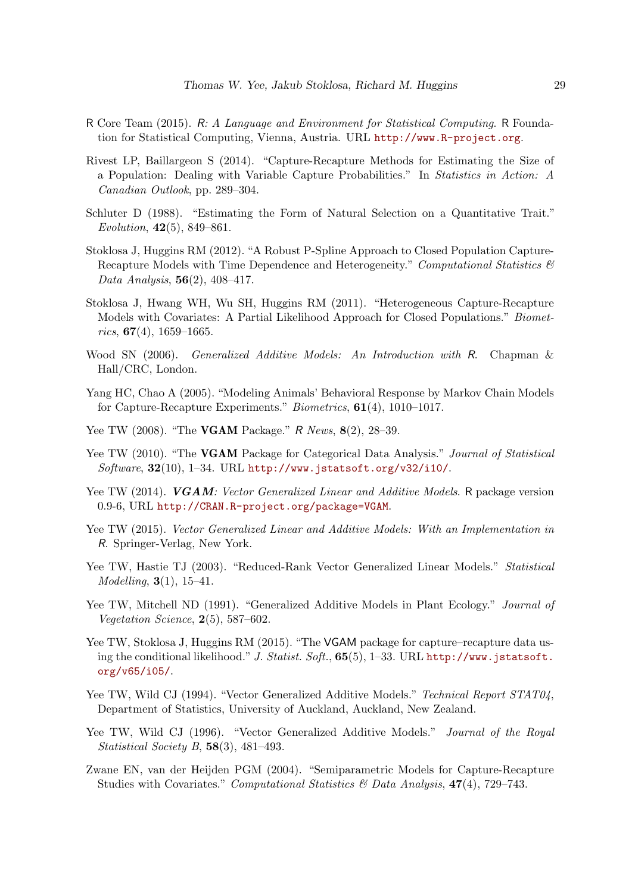R Core Team (2015). *R: A Language and Environment for Statistical Computing*. R Foundation for Statistical Computing, Vienna, Austria. URL http://www.R-project.org.

Rivest LP, Baillargeon S (2014). "Capture-Recapture Methods for Estimating the Size of a Population: Dealing with Variable Capture Probabilities." In *Statistics in Action: A Canadian Outlook*, pp. 289–304.

Schluter D (1988). "Estimating the Form of Natural Selection on a Quantitative Trait." *Evolution*, **42**(5), 849–861.

Stoklosa J, Huggins RM (2012). "A Robust P-Spline Approach to Closed Population Capture-Recapture Models with Time Dependence and Heterogeneity." *Computational Statistics & Data Analysis*, **56**(2), 408–417.

Stoklosa J, Hwang WH, Wu SH, Huggins RM (2011). "Heterogeneous Capture-Recapture Models with Covariates: A Partial Likelihood Approach for Closed Populations." *Biometrics*, **67**(4), 1659–1665.

Wood SN (2006). *Generalized Additive Models: An Introduction with R*. Chapman & Hall/CRC, London.

Yang HC, Chao A (2005). "Modeling Animals' Behavioral Response by Markov Chain Models for Capture-Recapture Experiments." *Biometrics*, **61**(4), 1010–1017.

Yee TW (2008). "The **VGAM** Package." *R News*, **8**(2), 28–39.

Yee TW (2010). "The **VGAM** Package for Categorical Data Analysis." *Journal of Statistical Software*, **32**(10), 1–34. URL http://www.jstatsoft.org/v32/i10/.

Yee TW (2014). ***VGAM**: Vector Generalized Linear and Additive Models*. R package version 0.9-6, URL http://CRAN.R-project.org/package=VGAM.

Yee TW (2015). *Vector Generalized Linear and Additive Models: With an Implementation in R*. Springer-Verlag, New York.

Yee TW, Hastie TJ (2003). "Reduced-Rank Vector Generalized Linear Models." *Statistical Modelling*, **3**(1), 15–41.

Yee TW, Mitchell ND (1991). "Generalized Additive Models in Plant Ecology." *Journal of Vegetation Science*, **2**(5), 587–602.

Yee TW, Stoklosa J, Huggins RM (2015). "The VGAM package for capture–recapture data using the conditional likelihood." *J. Statist. Soft.*, **65**(5), 1–33. URL http://www.jstatsoft.org/v65/i05/.

Yee TW, Wild CJ (1994). "Vector Generalized Additive Models." *Technical Report STAT04*, Department of Statistics, University of Auckland, Auckland, New Zealand.

Yee TW, Wild CJ (1996). "Vector Generalized Additive Models." *Journal of the Royal Statistical Society B*, **58**(3), 481–493.

Zwane EN, van der Heijden PGM (2004). "Semiparametric Models for Capture-Recapture Studies with Covariates." *Computational Statistics & Data Analysis*, **47**(4), 729–743.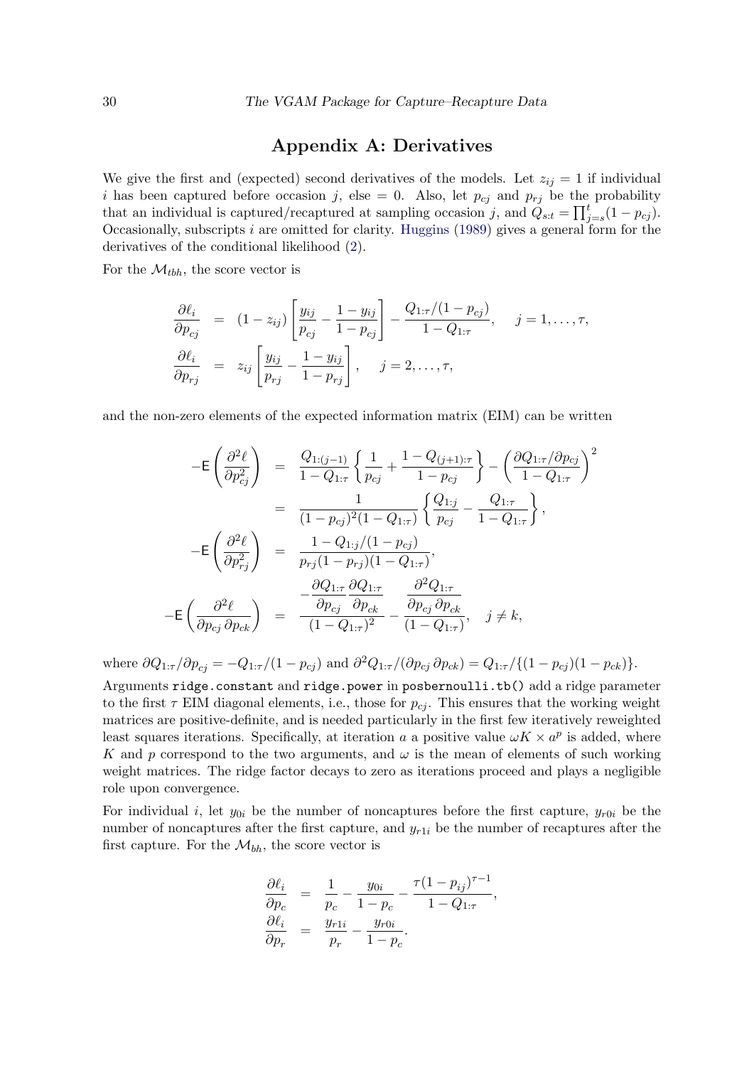## Appendix A: Derivatives

We give the first and (expected) second derivatives of the models. Let $z_{ij} = 1$ if individual $i$ has been captured before occasion $j$, else $= 0$. Also, let $p_{cj}$ and $p_{rj}$ be the probability that an individual is captured/recaptured at sampling occasion $j$, and $Q_{s:t} = \prod_{j=s}^{t}(1 - p_{cj})$. Occasionally, subscripts $i$ are omitted for clarity. Huggins (1989) gives a general form for the derivatives of the conditional likelihood (2).

For the $\mathcal{M}_{tbh}$, the score vector is

$$
\begin{aligned}
\frac{\partial \ell_i}{\partial p_{cj}} &= (1 - z_{ij}) \left[ \frac{y_{ij}}{p_{cj}} - \frac{1 - y_{ij}}{1 - p_{cj}} \right] - \frac{Q_{1:\tau}/(1 - p_{cj})}{1 - Q_{1:\tau}}, \quad j = 1, \ldots, \tau, \\
\frac{\partial \ell_i}{\partial p_{rj}} &= z_{ij} \left[ \frac{y_{ij}}{p_{rj}} - \frac{1 - y_{ij}}{1 - p_{rj}} \right], \quad j = 2, \ldots, \tau,
\end{aligned}
$$

and the non-zero elements of the expected information matrix (EIM) can be written

$$
\begin{aligned}
-\mathsf{E}\left( \frac{\partial^2 \ell}{\partial p_{cj}^2} \right) &= \frac{Q_{1:(j-1)}}{1 - Q_{1:\tau}} \left\{ \frac{1}{p_{cj}} + \frac{1 - Q_{(j+1):\tau}}{1 - p_{cj}} \right\} - \left( \frac{\partial Q_{1:\tau}/\partial p_{cj}}{1 - Q_{1:\tau}} \right)^2 \\
&= \frac{1}{(1 - p_{cj})^2 (1 - Q_{1:\tau})} \left\{ \frac{Q_{1:j}}{p_{cj}} - \frac{Q_{1:\tau}}{1 - Q_{1:\tau}} \right\}, \\
-\mathsf{E}\left( \frac{\partial^2 \ell}{\partial p_{rj}^2} \right) &= \frac{1 - Q_{1:j}/(1 - p_{cj})}{p_{rj}(1 - p_{rj})(1 - Q_{1:\tau})}, \\
-\mathsf{E}\left( \frac{\partial^2 \ell}{\partial p_{cj}\, \partial p_{ck}} \right) &= \frac{-\dfrac{\partial Q_{1:\tau}}{\partial p_{cj}} \dfrac{\partial Q_{1:\tau}}{\partial p_{ck}}}{(1 - Q_{1:\tau})^2} - \frac{\dfrac{\partial^2 Q_{1:\tau}}{\partial p_{cj}\, \partial p_{ck}}}{(1 - Q_{1:\tau})}, \quad j \neq k,
\end{aligned}
$$

where $\partial Q_{1:\tau}/\partial p_{cj} = -Q_{1:\tau}/(1 - p_{cj})$ and $\partial^2 Q_{1:\tau}/(\partial p_{cj}\, \partial p_{ck}) = Q_{1:\tau}/\{(1 - p_{cj})(1 - p_{ck})\}$.

Arguments `ridge.constant` and `ridge.power` in `posbernoulli.tb()` add a ridge parameter to the first $\tau$ EIM diagonal elements, i.e., those for $p_{cj}$. This ensures that the working weight matrices are positive-definite, and is needed particularly in the first few iteratively reweighted least squares iterations. Specifically, at iteration $a$ a positive value $\omega K \times a^p$ is added, where $K$ and $p$ correspond to the two arguments, and $\omega$ is the mean of elements of such working weight matrices. The ridge factor decays to zero as iterations proceed and plays a negligible role upon convergence.

For individual $i$, let $y_{0i}$ be the number of noncaptures before the first capture, $y_{r0i}$ be the number of noncaptures after the first capture, and $y_{r1i}$ be the number of recaptures after the first capture. For the $\mathcal{M}_{bh}$, the score vector is

$$
\begin{aligned}
\frac{\partial \ell_i}{\partial p_c} &= \frac{1}{p_c} - \frac{y_{0i}}{1 - p_c} - \frac{\tau (1 - p_{ij})^{\tau - 1}}{1 - Q_{1:\tau}}, \\
\frac{\partial \ell_i}{\partial p_r} &= \frac{y_{r1i}}{p_r} - \frac{y_{r0i}}{1 - p_c}.
\end{aligned}
$$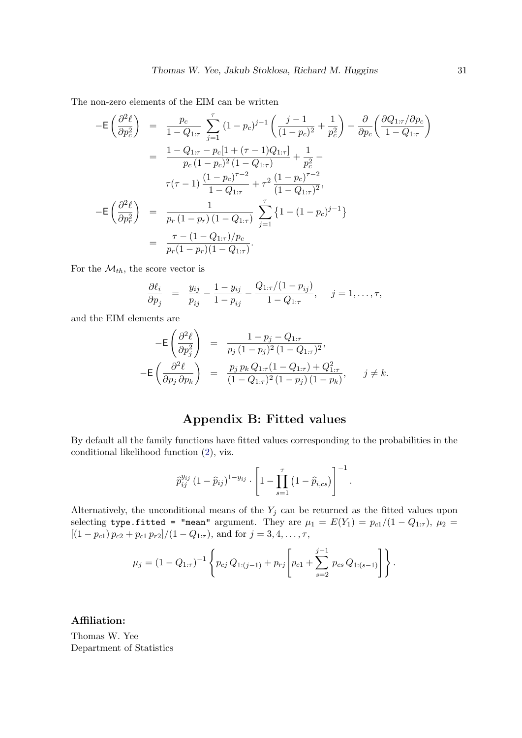The non-zero elements of the EIM can be written

$$
\begin{aligned}
-\mathsf{E}\left(\frac{\partial^2 \ell}{\partial p_c^2}\right) &= \frac{p_c}{1-Q_{1:\tau}} \sum_{j=1}^{\tau} (1-p_c)^{j-1} \left(\frac{j-1}{(1-p_c)^2} + \frac{1}{p_c^2}\right) - \frac{\partial}{\partial p_c}\left(\frac{\partial Q_{1:\tau}/\partial p_c}{1-Q_{1:\tau}}\right) \\
&= \frac{1-Q_{1:\tau} - p_c[1+(\tau-1)Q_{1:\tau}]}{p_c\,(1-p_c)^2\,(1-Q_{1:\tau})} + \frac{1}{p_c^2} - \\
&\qquad \tau(\tau-1)\,\frac{(1-p_c)^{\tau-2}}{1-Q_{1:\tau}} + \tau^2\,\frac{(1-p_c)^{\tau-2}}{(1-Q_{1:\tau})^2}, \\
-\mathsf{E}\left(\frac{\partial^2 \ell}{\partial p_r^2}\right) &= \frac{1}{p_r\,(1-p_r)\,(1-Q_{1:\tau})} \sum_{j=1}^{\tau} \left\{1-(1-p_c)^{j-1}\right\} \\
&= \frac{\tau - (1-Q_{1:\tau})/p_c}{p_r(1-p_r)(1-Q_{1:\tau})}.
\end{aligned}
$$

For the $\mathcal{M}_{th}$, the score vector is

$$
\frac{\partial \ell_i}{\partial p_j} = \frac{y_{ij}}{p_{ij}} - \frac{1-y_{ij}}{1-p_{ij}} - \frac{Q_{1:\tau}/(1-p_{ij})}{1-Q_{1:\tau}}, \quad j=1,\ldots,\tau,
$$

and the EIM elements are

$$
\begin{aligned}
-\mathsf{E}\left(\frac{\partial^2 \ell}{\partial p_j^2}\right) &= \frac{1-p_j-Q_{1:\tau}}{p_j\,(1-p_j)^2\,(1-Q_{1:\tau})^2}, \\
-\mathsf{E}\left(\frac{\partial^2 \ell}{\partial p_j\,\partial p_k}\right) &= \frac{p_j\,p_k\,Q_{1:\tau}(1-Q_{1:\tau}) + Q_{1:\tau}^2}{(1-Q_{1:\tau})^2\,(1-p_j)\,(1-p_k)}, \quad j \neq k.
\end{aligned}
$$

## Appendix B: Fitted values

By default all the family functions have fitted values corresponding to the probabilities in the conditional likelihood function (2), viz.

$$
\widehat{p}_{ij}^{y_{ij}}\,(1-\widehat{p}_{ij})^{1-y_{ij}} \cdot \left[1 - \prod_{s=1}^{\tau}\left(1-\widehat{p}_{i,cs}\right)\right]^{-1}.
$$

Alternatively, the unconditional means of the $Y_j$ can be returned as the fitted values upon selecting `type.fitted = "mean"` argument. They are $\mu_1 = E(Y_1) = p_{c1}/(1-Q_{1:\tau})$, $\mu_2 = [(1-p_{c1})\,p_{c2} + p_{c1}\,p_{r2}]/(1-Q_{1:\tau})$, and for $j = 3,4,\ldots,\tau$,

$$
\mu_j = (1-Q_{1:\tau})^{-1}\left\{p_{cj}\,Q_{1:(j-1)} + p_{rj}\left[p_{c1} + \sum_{s=2}^{j-1} p_{cs}\,Q_{1:(s-1)}\right]\right\}.
$$

### Affiliation:

Thomas W. Yee
Department of Statistics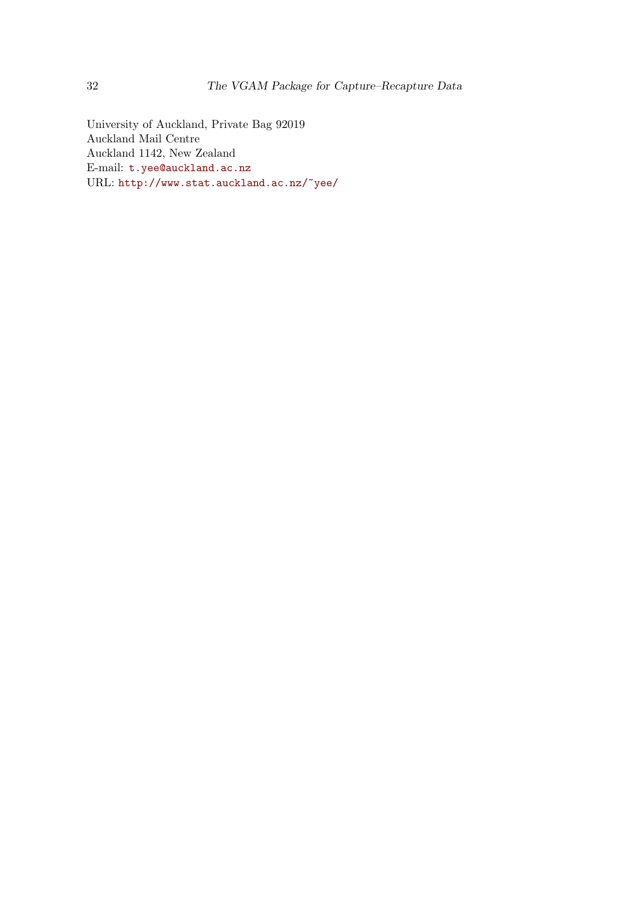University of Auckland, Private Bag 92019
Auckland Mail Centre
Auckland 1142, New Zealand
E-mail: t.yee@auckland.ac.nz
URL: http://www.stat.auckland.ac.nz/~yee/